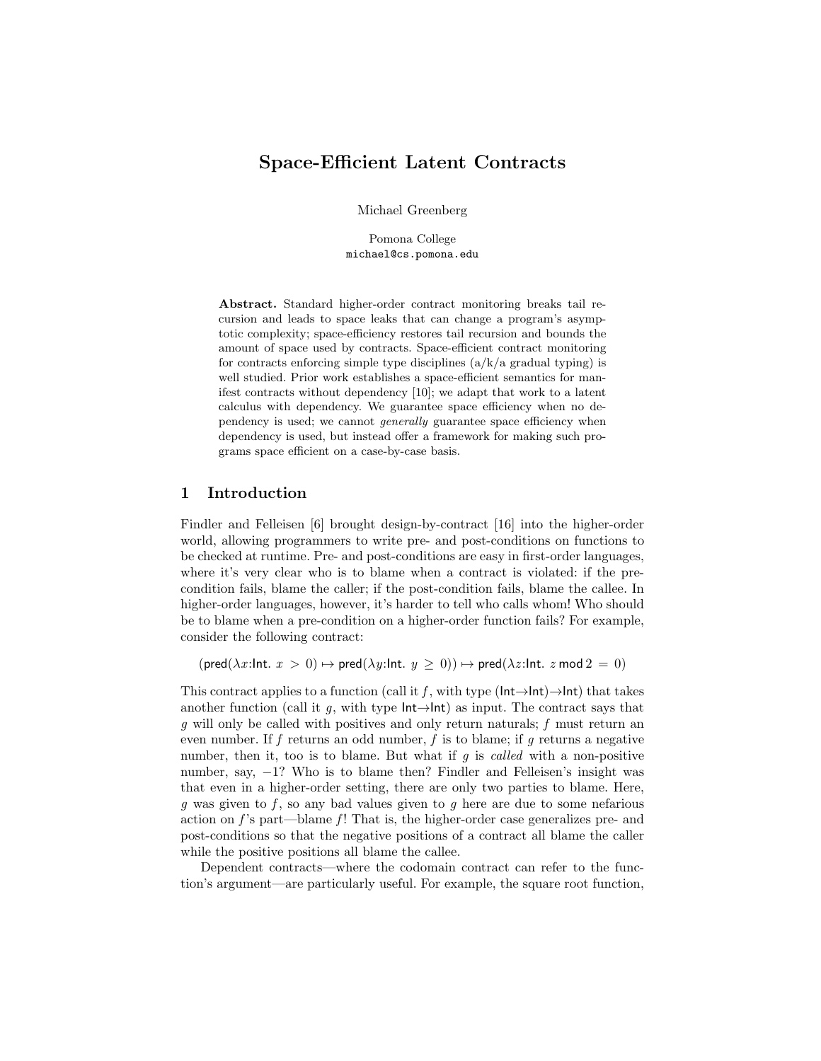# Space-Efficient Latent Contracts

Michael Greenberg

Pomona College
michael@cs.pomona.edu

**Abstract.** Standard higher-order contract monitoring breaks tail recursion and leads to space leaks that can change a program's asymptotic complexity; space-efficiency restores tail recursion and bounds the amount of space used by contracts. Space-efficient contract monitoring for contracts enforcing simple type disciplines (a/k/a gradual typing) is well studied. Prior work establishes a space-efficient semantics for manifest contracts without dependency [10]; we adapt that work to a latent calculus with dependency. We guarantee space efficiency when no dependency is used; we cannot *generally* guarantee space efficiency when dependency is used, but instead offer a framework for making such programs space efficient on a case-by-case basis.

## 1 Introduction

Findler and Felleisen [6] brought design-by-contract [16] into the higher-order world, allowing programmers to write pre- and post-conditions on functions to be checked at runtime. Pre- and post-conditions are easy in first-order languages, where it's very clear who is to blame when a contract is violated: if the pre-condition fails, blame the caller; if the post-condition fails, blame the callee. In higher-order languages, however, it's harder to tell who calls whom! Who should be to blame when a pre-condition on a higher-order function fails? For example, consider the following contract:

$$(\mathsf{pred}(\lambda x{:}\mathsf{Int}.\ x > 0) \mapsto \mathsf{pred}(\lambda y{:}\mathsf{Int}.\ y \geq 0)) \mapsto \mathsf{pred}(\lambda z{:}\mathsf{Int}.\ z \bmod 2 = 0)$$

This contract applies to a function (call it $f$, with type $(\mathsf{Int}{\to}\mathsf{Int}){\to}\mathsf{Int}$) that takes another function (call it $g$, with type $\mathsf{Int}{\to}\mathsf{Int}$) as input. The contract says that $g$ will only be called with positives and only return naturals; $f$ must return an even number. If $f$ returns an odd number, $f$ is to blame; if $g$ returns a negative number, then it, too is to blame. But what if $g$ is *called* with a non-positive number, say, $-1$? Who is to blame then? Findler and Felleisen's insight was that even in a higher-order setting, there are only two parties to blame. Here, $g$ was given to $f$, so any bad values given to $g$ here are due to some nefarious action on $f$'s part—blame $f$! That is, the higher-order case generalizes pre- and post-conditions so that the negative positions of a contract all blame the caller while the positive positions all blame the callee.

Dependent contracts—where the codomain contract can refer to the function's argument—are particularly useful. For example, the square root function,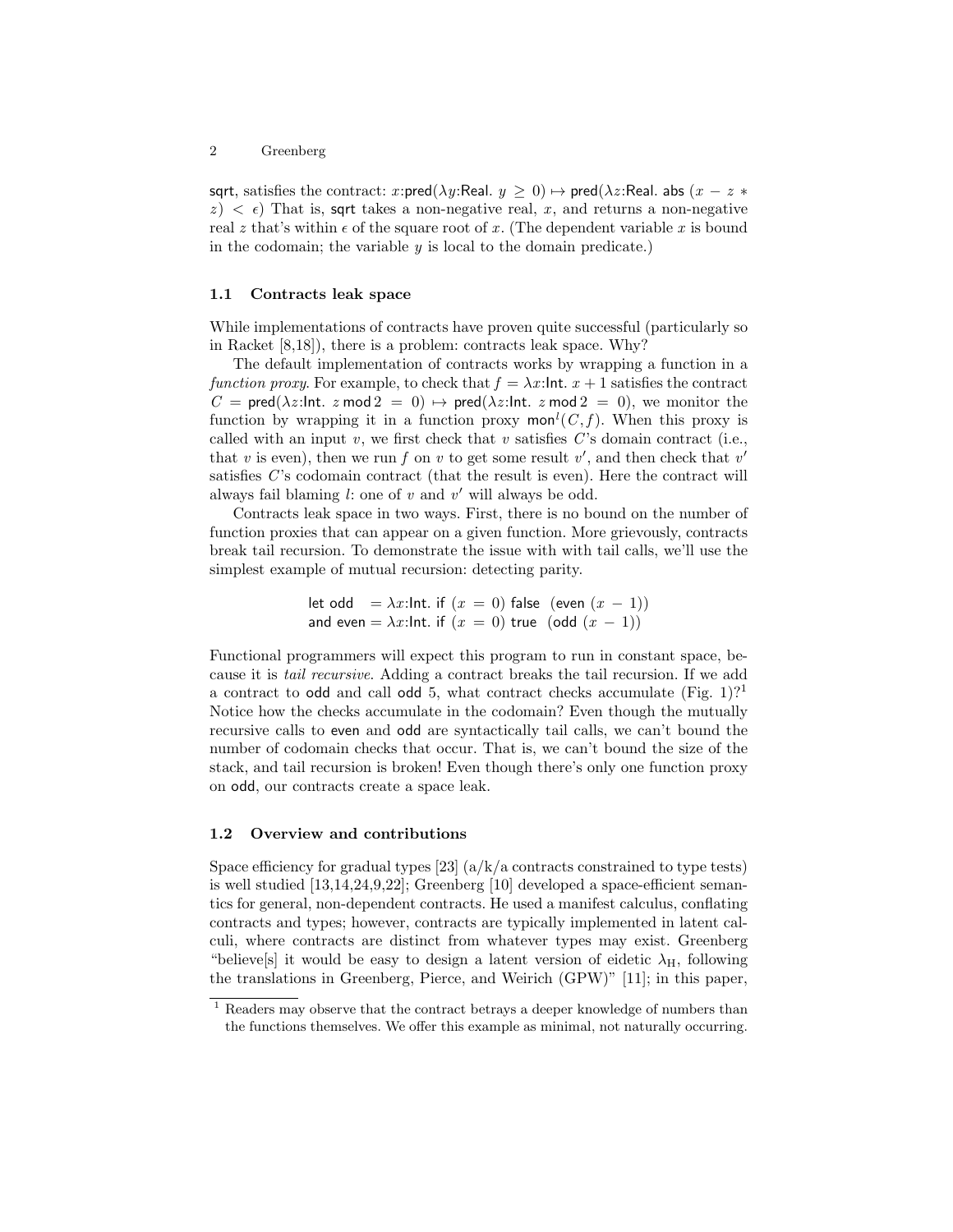sqrt, satisfies the contract: $x{:}\mathsf{pred}(\lambda y{:}\mathsf{Real}.\ y \geq 0) \mapsto \mathsf{pred}(\lambda z{:}\mathsf{Real}.\ \mathsf{abs}\ (x - z * z) < \epsilon)$ That is, sqrt takes a non-negative real, $x$, and returns a non-negative real $z$ that's within $\epsilon$ of the square root of $x$. (The dependent variable $x$ is bound in the codomain; the variable $y$ is local to the domain predicate.)

### 1.1 Contracts leak space

While implementations of contracts have proven quite successful (particularly so in Racket [8,18]), there is a problem: contracts leak space. Why?

The default implementation of contracts works by wrapping a function in a *function proxy*. For example, to check that $f = \lambda x{:}\mathsf{Int}.\ x + 1$ satisfies the contract $C = \mathsf{pred}(\lambda z{:}\mathsf{Int}.\ z \bmod 2 = 0) \mapsto \mathsf{pred}(\lambda z{:}\mathsf{Int}.\ z \bmod 2 = 0)$, we monitor the function by wrapping it in a function proxy $\mathsf{mon}^l(C, f)$. When this proxy is called with an input $v$, we first check that $v$ satisfies $C$'s domain contract (i.e., that $v$ is even), then we run $f$ on $v$ to get some result $v'$, and then check that $v'$ satisfies $C$'s codomain contract (that the result is even). Here the contract will always fail blaming $l$: one of $v$ and $v'$ will always be odd.

Contracts leak space in two ways. First, there is no bound on the number of function proxies that can appear on a given function. More grievously, contracts break tail recursion. To demonstrate the issue with with tail calls, we'll use the simplest example of mutual recursion: detecting parity.

$$\begin{array}{l} \mathsf{let\ odd} \ \ = \lambda x{:}\mathsf{Int}.\ \mathsf{if}\ (x = 0)\ \mathsf{false}\ \ (\mathsf{even}\ (x - 1)) \\ \mathsf{and\ even} = \lambda x{:}\mathsf{Int}.\ \mathsf{if}\ (x = 0)\ \mathsf{true}\ \ (\mathsf{odd}\ (x - 1)) \end{array}$$

Functional programmers will expect this program to run in constant space, because it is *tail recursive*. Adding a contract breaks the tail recursion. If we add a contract to odd and call odd 5, what contract checks accumulate (Fig. 1)?[1] Notice how the checks accumulate in the codomain? Even though the mutually recursive calls to even and odd are syntactically tail calls, we can't bound the number of codomain checks that occur. That is, we can't bound the size of the stack, and tail recursion is broken! Even though there's only one function proxy on odd, our contracts create a space leak.

### 1.2 Overview and contributions

Space efficiency for gradual types [23] (a/k/a contracts constrained to type tests) is well studied [13,14,24,9,22]; Greenberg [10] developed a space-efficient semantics for general, non-dependent contracts. He used a manifest calculus, conflating contracts and types; however, contracts are typically implemented in latent calculi, where contracts are distinct from whatever types may exist. Greenberg "believe[s] it would be easy to design a latent version of eidetic $\lambda_{\mathrm{H}}$, following the translations in Greenberg, Pierce, and Weirich (GPW)" [11]; in this paper,

[1] Readers may observe that the contract betrays a deeper knowledge of numbers than the functions themselves. We offer this example as minimal, not naturally occurring.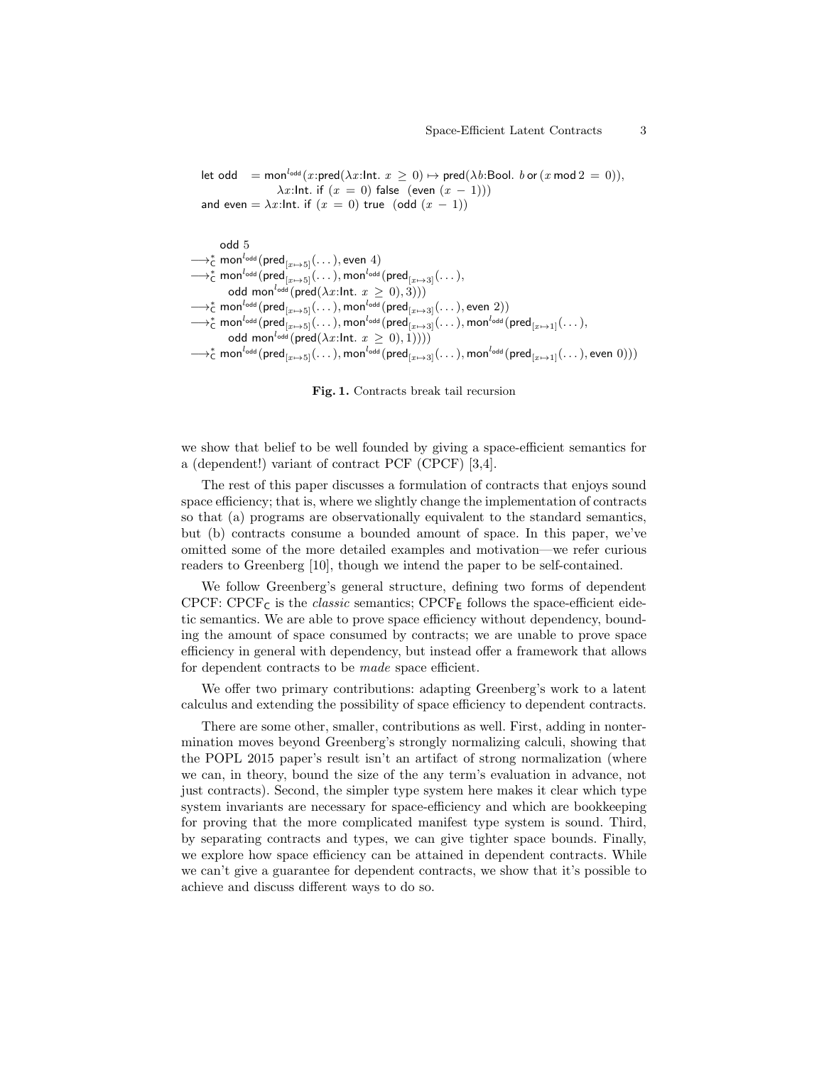$$
\begin{array}{l}
\mathsf{let\ odd} \;\;\;= \mathsf{mon}^{l_{\mathsf{odd}}}(x{:}\mathsf{pred}(\lambda x{:}\mathsf{Int}.\ x \geq 0) \mapsto \mathsf{pred}(\lambda b{:}\mathsf{Bool}.\ b \ \mathsf{or}\ (x \bmod 2 = 0)),\\
\qquad\qquad\qquad \lambda x{:}\mathsf{Int}.\ \mathsf{if}\ (x = 0)\ \mathsf{false}\ \ (\mathsf{even}\ (x - 1)))\\
\mathsf{and\ even} = \lambda x{:}\mathsf{Int}.\ \mathsf{if}\ (x = 0)\ \mathsf{true}\ \ (\mathsf{odd}\ (x - 1))
\end{array}
$$

$$
\begin{array}{l}
\quad \mathsf{odd}\ 5\\
\longrightarrow^{*}_{\mathsf{C}} \mathsf{mon}^{l_{\mathsf{odd}}}(\mathsf{pred}_{[x \mapsto 5]}(\ldots), \mathsf{even}\ 4)\\
\longrightarrow^{*}_{\mathsf{C}} \mathsf{mon}^{l_{\mathsf{odd}}}(\mathsf{pred}_{[x \mapsto 5]}(\ldots), \mathsf{mon}^{l_{\mathsf{odd}}}(\mathsf{pred}_{[x \mapsto 3]}(\ldots),\\
\qquad \mathsf{odd}\ \mathsf{mon}^{l_{\mathsf{odd}}}(\mathsf{pred}(\lambda x{:}\mathsf{Int}.\ x \geq 0), 3)))\\
\longrightarrow^{*}_{\mathsf{C}} \mathsf{mon}^{l_{\mathsf{odd}}}(\mathsf{pred}_{[x \mapsto 5]}(\ldots), \mathsf{mon}^{l_{\mathsf{odd}}}(\mathsf{pred}_{[x \mapsto 3]}(\ldots), \mathsf{even}\ 2))\\
\longrightarrow^{*}_{\mathsf{C}} \mathsf{mon}^{l_{\mathsf{odd}}}(\mathsf{pred}_{[x \mapsto 5]}(\ldots), \mathsf{mon}^{l_{\mathsf{odd}}}(\mathsf{pred}_{[x \mapsto 3]}(\ldots), \mathsf{mon}^{l_{\mathsf{odd}}}(\mathsf{pred}_{[x \mapsto 1]}(\ldots),\\
\qquad \mathsf{odd}\ \mathsf{mon}^{l_{\mathsf{odd}}}(\mathsf{pred}(\lambda x{:}\mathsf{Int}.\ x \geq 0), 1))))\\
\longrightarrow^{*}_{\mathsf{C}} \mathsf{mon}^{l_{\mathsf{odd}}}(\mathsf{pred}_{[x \mapsto 5]}(\ldots), \mathsf{mon}^{l_{\mathsf{odd}}}(\mathsf{pred}_{[x \mapsto 3]}(\ldots), \mathsf{mon}^{l_{\mathsf{odd}}}(\mathsf{pred}_{[x \mapsto 1]}(\ldots), \mathsf{even}\ 0)))
\end{array}
$$

**Fig. 1.** Contracts break tail recursion

we show that belief to be well founded by giving a space-efficient semantics for a (dependent!) variant of contract PCF (CPCF) [3,4].

The rest of this paper discusses a formulation of contracts that enjoys sound space efficiency; that is, where we slightly change the implementation of contracts so that (a) programs are observationally equivalent to the standard semantics, but (b) contracts consume a bounded amount of space. In this paper, we've omitted some of the more detailed examples and motivation—we refer curious readers to Greenberg [10], though we intend the paper to be self-contained.

We follow Greenberg's general structure, defining two forms of dependent CPCF: $\text{CPCF}_{\mathsf{C}}$ is the *classic* semantics; $\text{CPCF}_{\mathsf{E}}$ follows the space-efficient eidetic semantics. We are able to prove space efficiency without dependency, bounding the amount of space consumed by contracts; we are unable to prove space efficiency in general with dependency, but instead offer a framework that allows for dependent contracts to be *made* space efficient.

We offer two primary contributions: adapting Greenberg's work to a latent calculus and extending the possibility of space efficiency to dependent contracts.

There are some other, smaller, contributions as well. First, adding in nontermination moves beyond Greenberg's strongly normalizing calculi, showing that the POPL 2015 paper's result isn't an artifact of strong normalization (where we can, in theory, bound the size of the any term's evaluation in advance, not just contracts). Second, the simpler type system here makes it clear which type system invariants are necessary for space-efficiency and which are bookkeeping for proving that the more complicated manifest type system is sound. Third, by separating contracts and types, we can give tighter space bounds. Finally, we explore how space efficiency can be attained in dependent contracts. While we can't give a guarantee for dependent contracts, we show that it's possible to achieve and discuss different ways to do so.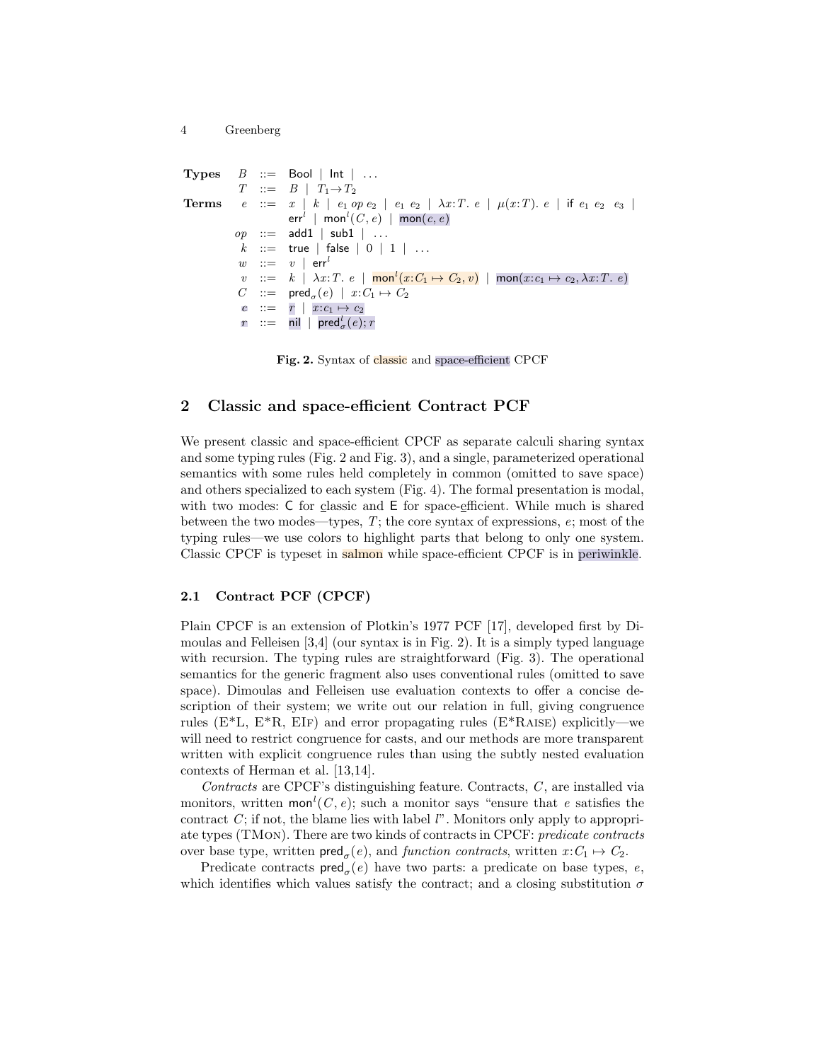$$
\begin{array}{llcl}
\textbf{Types} & B & ::= & \mathsf{Bool} \mid \mathsf{Int} \mid \ldots \\
 & T & ::= & B \mid T_1 \to T_2 \\
\textbf{Terms} & e & ::= & x \mid k \mid e_1 \; op \; e_2 \mid e_1 \; e_2 \mid \lambda x{:}T.\; e \mid \mu(x{:}T).\; e \mid \mathsf{if}\; e_1 \; e_2 \;\; e_3 \mid \\
 & & & \mathsf{err}^l \mid \mathsf{mon}^l(C, e) \mid \mathsf{mon}(c, e) \\
 & op & ::= & \mathsf{add1} \mid \mathsf{sub1} \mid \ldots \\
 & k & ::= & \mathsf{true} \mid \mathsf{false} \mid 0 \mid 1 \mid \ldots \\
 & w & ::= & v \mid \mathsf{err}^l \\
 & v & ::= & k \mid \lambda x{:}T.\; e \mid \mathsf{mon}^l(x{:}C_1 \mapsto C_2, v) \mid \mathsf{mon}(x{:}c_1 \mapsto c_2, \lambda x{:}T.\; e) \\
 & C & ::= & \mathsf{pred}_\sigma(e) \mid x{:}C_1 \mapsto C_2 \\
 & c & ::= & r \mid x{:}c_1 \mapsto c_2 \\
 & r & ::= & \mathsf{nil} \mid \mathsf{pred}^l_\sigma(e); r
\end{array}
$$

**Fig. 2.** Syntax of classic and space-efficient CPCF

## 2 Classic and space-efficient Contract PCF

We present classic and space-efficient CPCF as separate calculi sharing syntax and some typing rules (Fig. 2 and Fig. 3), and a single, parameterized operational semantics with some rules held completely in common (omitted to save space) and others specialized to each system (Fig. 4). The formal presentation is modal, with two modes: C for classic and E for space-efficient. While much is shared between the two modes—types, $T$; the core syntax of expressions, $e$; most of the typing rules—we use colors to highlight parts that belong to only one system. Classic CPCF is typeset in salmon while space-efficient CPCF is in periwinkle.

### 2.1 Contract PCF (CPCF)

Plain CPCF is an extension of Plotkin's 1977 PCF [17], developed first by Dimoulas and Felleisen [3,4] (our syntax is in Fig. 2). It is a simply typed language with recursion. The typing rules are straightforward (Fig. 3). The operational semantics for the generic fragment also uses conventional rules (omitted to save space). Dimoulas and Felleisen use evaluation contexts to offer a concise description of their system; we write out our relation in full, giving congruence rules (E*L, E*R, EIf) and error propagating rules (E*Raise) explicitly—we will need to restrict congruence for casts, and our methods are more transparent written with explicit congruence rules than using the subtly nested evaluation contexts of Herman et al. [13,14].

*Contracts* are CPCF's distinguishing feature. Contracts, $C$, are installed via monitors, written $\mathsf{mon}^l(C, e)$; such a monitor says "ensure that $e$ satisfies the contract $C$; if not, the blame lies with label $l$". Monitors only apply to appropriate types (TMon). There are two kinds of contracts in CPCF: *predicate contracts* over base type, written $\mathsf{pred}_\sigma(e)$, and *function contracts*, written $x{:}C_1 \mapsto C_2$.

Predicate contracts $\mathsf{pred}_\sigma(e)$ have two parts: a predicate on base types, $e$, which identifies which values satisfy the contract; and a closing substitution $\sigma$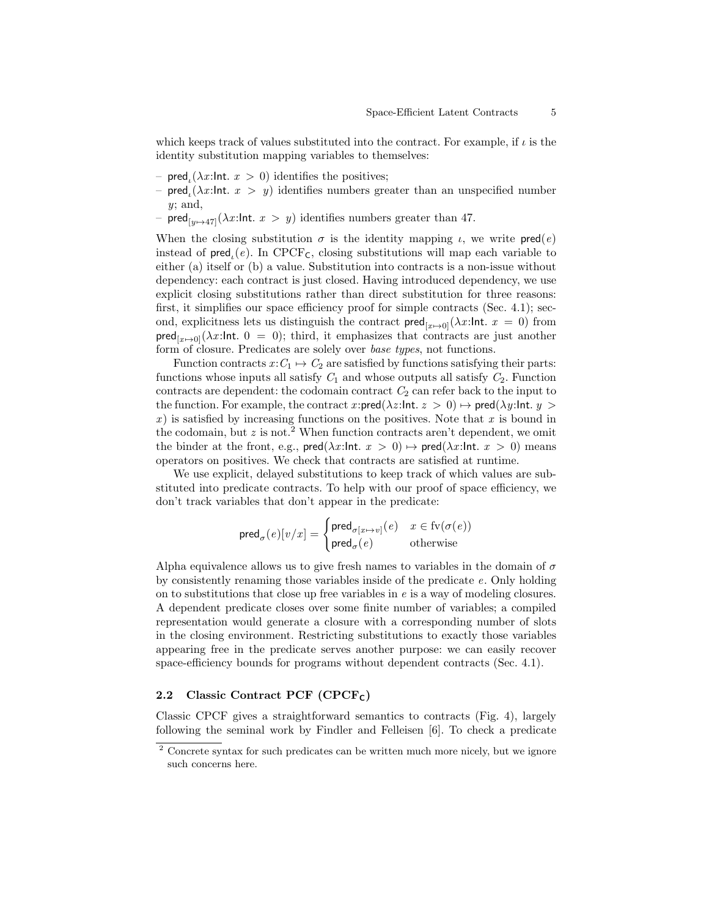which keeps track of values substituted into the contract. For example, if $\iota$ is the identity substitution mapping variables to themselves:

- $\mathsf{pred}_\iota(\lambda x{:}\mathsf{Int}.\ x > 0)$ identifies the positives;
- $\mathsf{pred}_\iota(\lambda x{:}\mathsf{Int}.\ x > y)$ identifies numbers greater than an unspecified number $y$; and,
- $\mathsf{pred}_{[y\mapsto 47]}(\lambda x{:}\mathsf{Int}.\ x > y)$ identifies numbers greater than 47.

When the closing substitution $\sigma$ is the identity mapping $\iota$, we write $\mathsf{pred}(e)$ instead of $\mathsf{pred}_\iota(e)$. In CPCF$_\mathsf{C}$, closing substitutions will map each variable to either (a) itself or (b) a value. Substitution into contracts is a non-issue without dependency: each contract is just closed. Having introduced dependency, we use explicit closing substitutions rather than direct substitution for three reasons: first, it simplifies our space efficiency proof for simple contracts (Sec. 4.1); second, explicitness lets us distinguish the contract $\mathsf{pred}_{[x\mapsto 0]}(\lambda x{:}\mathsf{Int}.\ x = 0)$ from $\mathsf{pred}_{[x\mapsto 0]}(\lambda x{:}\mathsf{Int}.\ 0 = 0)$; third, it emphasizes that contracts are just another form of closure. Predicates are solely over *base types*, not functions.

Function contracts $x{:}C_1 \mapsto C_2$ are satisfied by functions satisfying their parts: functions whose inputs all satisfy $C_1$ and whose outputs all satisfy $C_2$. Function contracts are dependent: the codomain contract $C_2$ can refer back to the input to the function. For example, the contract $x{:}\mathsf{pred}(\lambda z{:}\mathsf{Int}.\ z > 0) \mapsto \mathsf{pred}(\lambda y{:}\mathsf{Int}.\ y > x)$ is satisfied by increasing functions on the positives. Note that $x$ is bound in the codomain, but $z$ is not.[2] When function contracts aren't dependent, we omit the binder at the front, e.g., $\mathsf{pred}(\lambda x{:}\mathsf{Int}.\ x > 0) \mapsto \mathsf{pred}(\lambda x{:}\mathsf{Int}.\ x > 0)$ means operators on positives. We check that contracts are satisfied at runtime.

We use explicit, delayed substitutions to keep track of which values are substituted into predicate contracts. To help with our proof of space efficiency, we don't track variables that don't appear in the predicate:

$$\mathsf{pred}_\sigma(e)[v/x] = \begin{cases} \mathsf{pred}_{\sigma[x\mapsto v]}(e) & x \in \mathrm{fv}(\sigma(e)) \\ \mathsf{pred}_\sigma(e) & \text{otherwise} \end{cases}$$

Alpha equivalence allows us to give fresh names to variables in the domain of $\sigma$ by consistently renaming those variables inside of the predicate $e$. Only holding on to substitutions that close up free variables in $e$ is a way of modeling closures. A dependent predicate closes over some finite number of variables; a compiled representation would generate a closure with a corresponding number of slots in the closing environment. Restricting substitutions to exactly those variables appearing free in the predicate serves another purpose: we can easily recover space-efficiency bounds for programs without dependent contracts (Sec. 4.1).

### 2.2 Classic Contract PCF (CPCF$_\mathsf{C}$)

Classic CPCF gives a straightforward semantics to contracts (Fig. 4), largely following the seminal work by Findler and Felleisen [6]. To check a predicate

[2] Concrete syntax for such predicates can be written much more nicely, but we ignore such concerns here.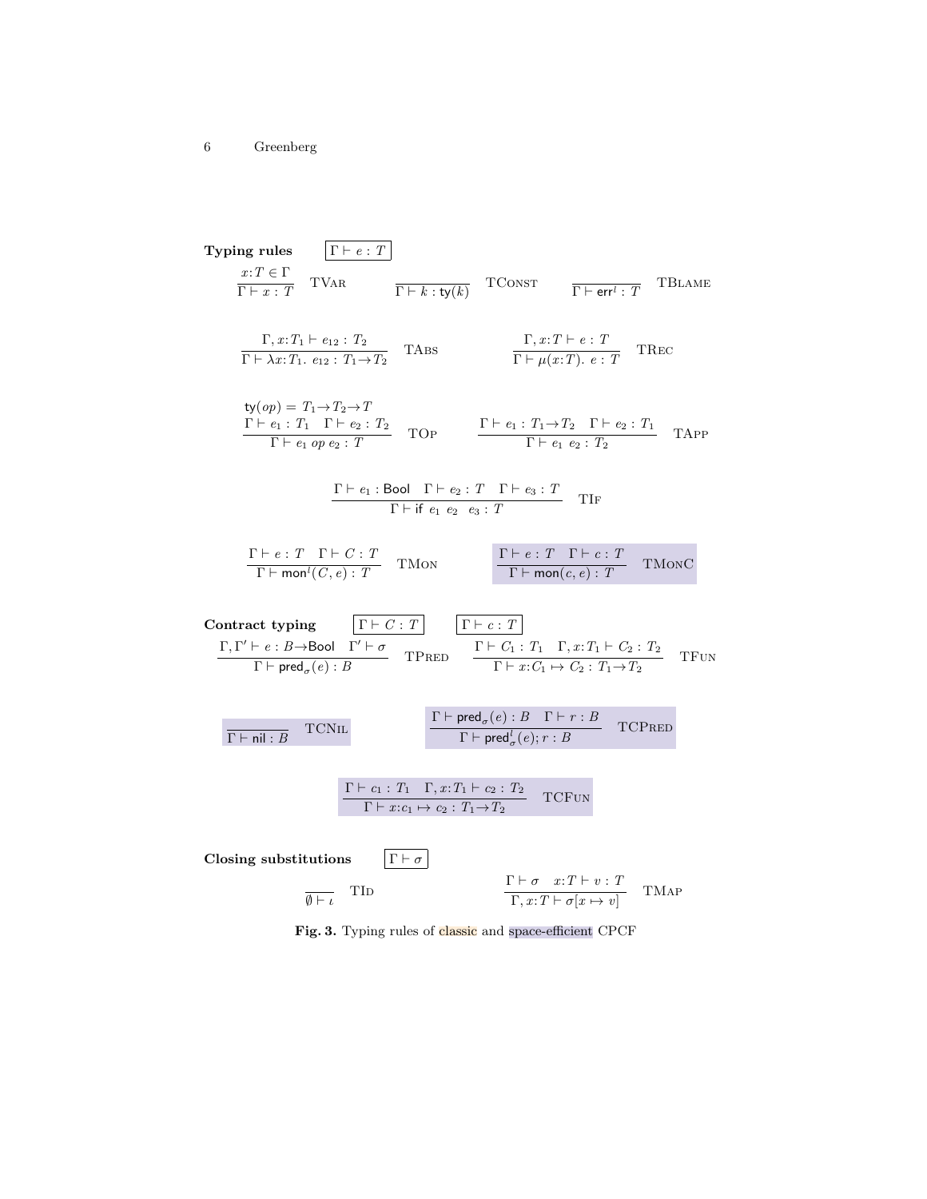**Typing rules** $\boxed{\Gamma \vdash e : T}$

$$\frac{x{:}T \in \Gamma}{\Gamma \vdash x : T}\ \textsc{TVar} \qquad \frac{}{\Gamma \vdash k : \mathsf{ty}(k)}\ \textsc{TConst} \qquad \frac{}{\Gamma \vdash \mathsf{err}^l : T}\ \textsc{TBlame}$$

$$\frac{\Gamma, x{:}T_1 \vdash e_{12} : T_2}{\Gamma \vdash \lambda x{:}T_1.\ e_{12} : T_1 \to T_2}\ \textsc{TAbs} \qquad \frac{\Gamma, x{:}T \vdash e : T}{\Gamma \vdash \mu(x{:}T).\ e : T}\ \textsc{TRec}$$

$$\frac{\mathsf{ty}(op) = T_1 \to T_2 \to T \quad \Gamma \vdash e_1 : T_1 \quad \Gamma \vdash e_2 : T_2}{\Gamma \vdash e_1\ op\ e_2 : T}\ \textsc{TOp} \qquad \frac{\Gamma \vdash e_1 : T_1 \to T_2 \quad \Gamma \vdash e_2 : T_1}{\Gamma \vdash e_1\ e_2 : T_2}\ \textsc{TApp}$$

$$\frac{\Gamma \vdash e_1 : \mathsf{Bool} \quad \Gamma \vdash e_2 : T \quad \Gamma \vdash e_3 : T}{\Gamma \vdash \mathsf{if}\ e_1\ e_2\ \ e_3 : T}\ \textsc{TIf}$$

$$\frac{\Gamma \vdash e : T \quad \Gamma \vdash C : T}{\Gamma \vdash \mathsf{mon}^l(C, e) : T}\ \textsc{TMon} \qquad \frac{\Gamma \vdash e : T \quad \Gamma \vdash c : T}{\Gamma \vdash \mathsf{mon}(c, e) : T}\ \textsc{TMonC}$$

**Contract typing** $\boxed{\Gamma \vdash C : T}$ $\boxed{\Gamma \vdash c : T}$

$$\frac{\Gamma, \Gamma' \vdash e : B \to \mathsf{Bool} \quad \Gamma' \vdash \sigma}{\Gamma \vdash \mathsf{pred}_\sigma(e) : B}\ \textsc{TPred} \qquad \frac{\Gamma \vdash C_1 : T_1 \quad \Gamma, x{:}T_1 \vdash C_2 : T_2}{\Gamma \vdash x{:}C_1 \mapsto C_2 : T_1 \to T_2}\ \textsc{TFun}$$

$$\frac{}{\Gamma \vdash \mathsf{nil} : B}\ \textsc{TCNil} \qquad \frac{\Gamma \vdash \mathsf{pred}_\sigma(e) : B \quad \Gamma \vdash r : B}{\Gamma \vdash \mathsf{pred}^l_\sigma(e); r : B}\ \textsc{TCPred}$$

$$\frac{\Gamma \vdash c_1 : T_1 \quad \Gamma, x{:}T_1 \vdash c_2 : T_2}{\Gamma \vdash x{:}c_1 \mapsto c_2 : T_1 \to T_2}\ \textsc{TCFun}$$

**Closing substitutions** $\boxed{\Gamma \vdash \sigma}$

$$\frac{}{\emptyset \vdash \iota}\ \textsc{TId} \qquad \frac{\Gamma \vdash \sigma \quad x{:}T \vdash v : T}{\Gamma, x{:}T \vdash \sigma[x \mapsto v]}\ \textsc{TMap}$$

**Fig. 3.** Typing rules of classic and space-efficient CPCF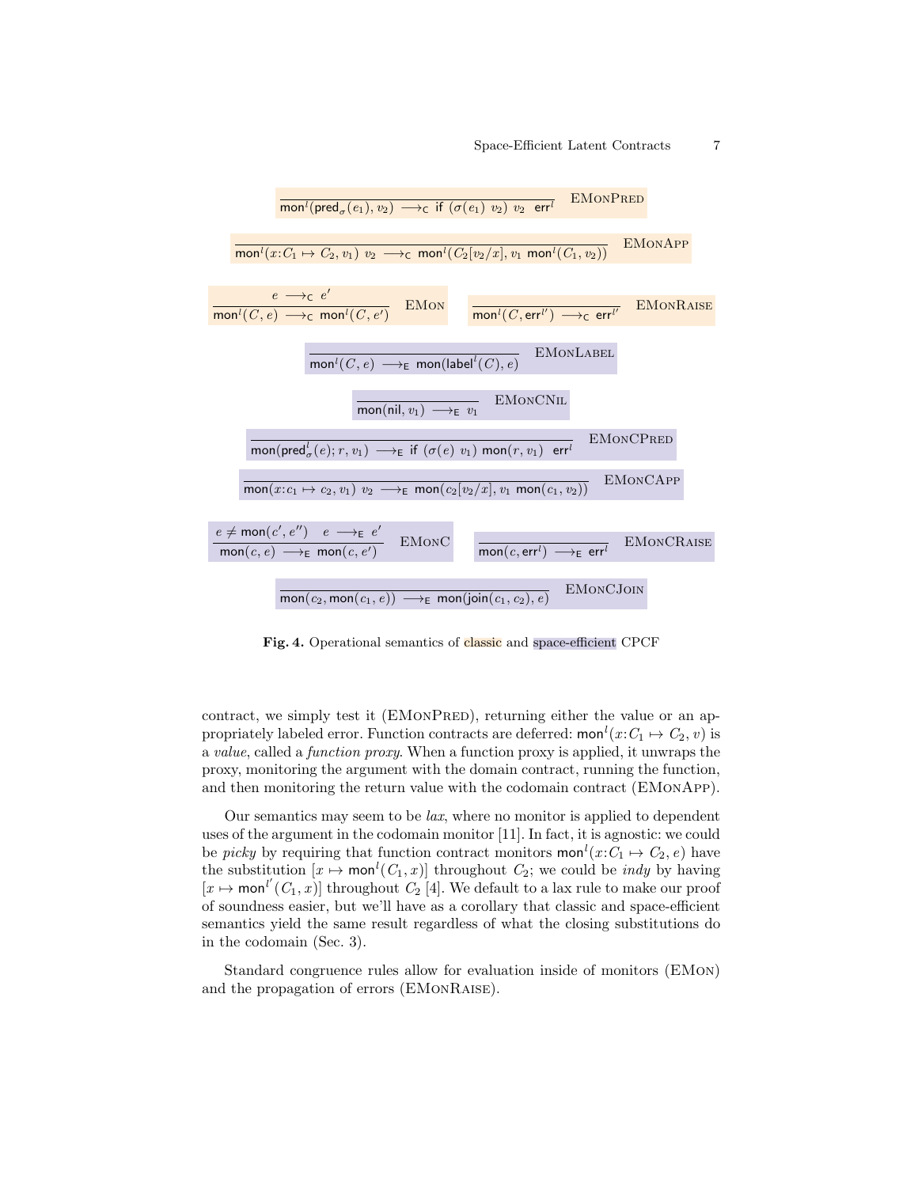$$\frac{}{\mathsf{mon}^l(\mathsf{pred}_\sigma(e_1), v_2) \longrightarrow_{\mathsf{C}} \mathsf{if}\ (\sigma(e_1)\ v_2)\ v_2\ \ \mathsf{err}^l} \quad \text{EMonPred}$$

$$\frac{}{\mathsf{mon}^l(x{:}C_1 \mapsto C_2, v_1)\ v_2 \longrightarrow_{\mathsf{C}} \mathsf{mon}^l(C_2[v_2/x], v_1\ \mathsf{mon}^l(C_1, v_2))} \quad \text{EMonApp}$$

$$\frac{e \longrightarrow_{\mathsf{C}} e'}{\mathsf{mon}^l(C, e) \longrightarrow_{\mathsf{C}} \mathsf{mon}^l(C, e')} \quad \text{EMon} \qquad \frac{}{\mathsf{mon}^l(C, \mathsf{err}^{l'}) \longrightarrow_{\mathsf{C}} \mathsf{err}^{l'}} \quad \text{EMonRaise}$$

$$\frac{}{\mathsf{mon}^l(C, e) \longrightarrow_{\mathsf{E}} \mathsf{mon}(\mathsf{label}^l(C), e)} \quad \text{EMonLabel}$$

$$\frac{}{\mathsf{mon}(\mathsf{nil}, v_1) \longrightarrow_{\mathsf{E}} v_1} \quad \text{EMonCNil}$$

$$\frac{}{\mathsf{mon}(\mathsf{pred}^l_\sigma(e); r, v_1) \longrightarrow_{\mathsf{E}} \mathsf{if}\ (\sigma(e)\ v_1)\ \mathsf{mon}(r, v_1)\ \ \mathsf{err}^l} \quad \text{EMonCPred}$$

$$\frac{}{\mathsf{mon}(x{:}c_1 \mapsto c_2, v_1)\ v_2 \longrightarrow_{\mathsf{E}} \mathsf{mon}(c_2[v_2/x], v_1\ \mathsf{mon}(c_1, v_2))} \quad \text{EMonCApp}$$

$$\frac{e \neq \mathsf{mon}(c', e'') \quad e \longrightarrow_{\mathsf{E}} e'}{\mathsf{mon}(c, e) \longrightarrow_{\mathsf{E}} \mathsf{mon}(c, e')} \quad \text{EMonC} \qquad \frac{}{\mathsf{mon}(c, \mathsf{err}^l) \longrightarrow_{\mathsf{E}} \mathsf{err}^l} \quad \text{EMonCRaise}$$

$$\frac{}{\mathsf{mon}(c_2, \mathsf{mon}(c_1, e)) \longrightarrow_{\mathsf{E}} \mathsf{mon}(\mathsf{join}(c_1, c_2), e)} \quad \text{EMonCJoin}$$

**Fig. 4.** Operational semantics of classic and space-efficient CPCF

contract, we simply test it (EMonPred), returning either the value or an appropriately labeled error. Function contracts are deferred: $\mathsf{mon}^l(x{:}C_1 \mapsto C_2, v)$ is a *value*, called a *function proxy*. When a function proxy is applied, it unwraps the proxy, monitoring the argument with the domain contract, running the function, and then monitoring the return value with the codomain contract (EMonApp).

Our semantics may seem to be *lax*, where no monitor is applied to dependent uses of the argument in the codomain monitor [11]. In fact, it is agnostic: we could be *picky* by requiring that function contract monitors $\mathsf{mon}^l(x{:}C_1 \mapsto C_2, e)$ have the substitution $[x \mapsto \mathsf{mon}^l(C_1, x)]$ throughout $C_2$; we could be *indy* by having $[x \mapsto \mathsf{mon}^{l'}(C_1, x)]$ throughout $C_2$ [4]. We default to a lax rule to make our proof of soundness easier, but we'll have as a corollary that classic and space-efficient semantics yield the same result regardless of what the closing substitutions do in the codomain (Sec. 3).

Standard congruence rules allow for evaluation inside of monitors (EMon) and the propagation of errors (EMonRaise).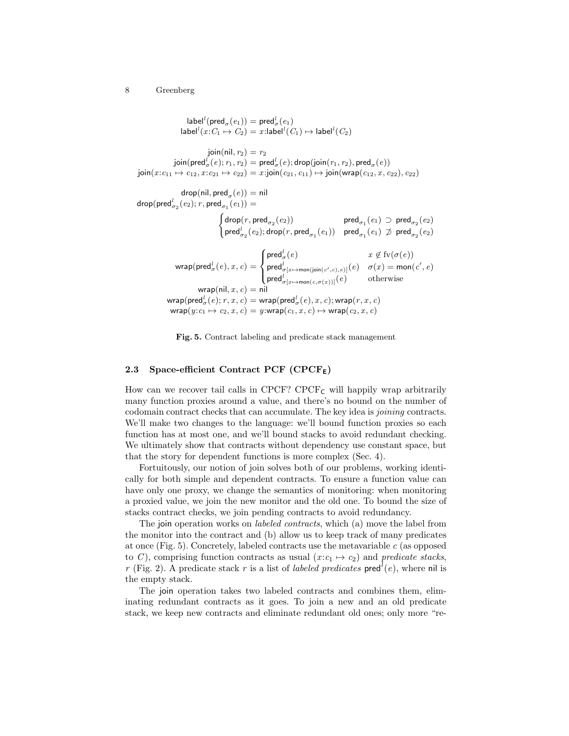$$
\begin{aligned}
\mathsf{label}^l(\mathsf{pred}_\sigma(e_1)) &= \mathsf{pred}^l_\sigma(e_1) \\
\mathsf{label}^l(x{:}C_1 \mapsto C_2) &= x{:}\mathsf{label}^l(C_1) \mapsto \mathsf{label}^l(C_2)
\end{aligned}
$$

$$
\begin{aligned}
\mathsf{join}(\mathsf{nil}, r_2) &= r_2 \\
\mathsf{join}(\mathsf{pred}^l_\sigma(e); r_1, r_2) &= \mathsf{pred}^l_\sigma(e); \mathsf{drop}(\mathsf{join}(r_1, r_2), \mathsf{pred}_\sigma(e)) \\
\mathsf{join}(x{:}c_{11} \mapsto c_{12}, x{:}c_{21} \mapsto c_{22}) &= x{:}\mathsf{join}(c_{21}, c_{11}) \mapsto \mathsf{join}(\mathsf{wrap}(c_{12}, x, c_{22}), c_{22})
\end{aligned}
$$

$$
\begin{aligned}
\mathsf{drop}(\mathsf{nil}, \mathsf{pred}_\sigma(e)) &= \mathsf{nil} \\
\mathsf{drop}(\mathsf{pred}^l_{\sigma_2}(e_2); r, \mathsf{pred}_{\sigma_1}(e_1)) &= \\
&\begin{cases} \mathsf{drop}(r, \mathsf{pred}_{\sigma_2}(e_2)) & \mathsf{pred}_{\sigma_1}(e_1) \supset \mathsf{pred}_{\sigma_2}(e_2) \\ \mathsf{pred}^l_{\sigma_2}(e_2); \mathsf{drop}(r, \mathsf{pred}_{\sigma_1}(e_1)) & \mathsf{pred}_{\sigma_1}(e_1) \not\supset \mathsf{pred}_{\sigma_2}(e_2) \end{cases}
\end{aligned}
$$

$$
\begin{aligned}
\mathsf{wrap}(\mathsf{pred}^l_\sigma(e), x, c) &= \begin{cases} \mathsf{pred}^l_\sigma(e) & x \notin \mathrm{fv}(\sigma(e)) \\ \mathsf{pred}^l_{\sigma[x \mapsto \mathsf{mon}(\mathsf{join}(c', c), e)]}(e) & \sigma(x) = \mathsf{mon}(c', e) \\ \mathsf{pred}^l_{\sigma[x \mapsto \mathsf{mon}(c, \sigma(x))]}(e) & \text{otherwise} \end{cases} \\
\mathsf{wrap}(\mathsf{nil}, x, c) &= \mathsf{nil} \\
\mathsf{wrap}(\mathsf{pred}^l_\sigma(e); r, x, c) &= \mathsf{wrap}(\mathsf{pred}^l_\sigma(e), x, c); \mathsf{wrap}(r, x, c) \\
\mathsf{wrap}(y{:}c_1 \mapsto c_2, x, c) &= y{:}\mathsf{wrap}(c_1, x, c) \mapsto \mathsf{wrap}(c_2, x, c)
\end{aligned}
$$

**Fig. 5.** Contract labeling and predicate stack management

### 2.3 Space-efficient Contract PCF ($\mathrm{CPCF}_\mathsf{E}$)

How can we recover tail calls in CPCF? $\mathrm{CPCF}_\mathsf{C}$ will happily wrap arbitrarily many function proxies around a value, and there's no bound on the number of codomain contract checks that can accumulate. The key idea is *joining* contracts. We'll make two changes to the language: we'll bound function proxies so each function has at most one, and we'll bound stacks to avoid redundant checking. We ultimately show that contracts without dependency use constant space, but that the story for dependent functions is more complex (Sec. 4).

Fortuitously, our notion of join solves both of our problems, working identically for both simple and dependent contracts. To ensure a function value can have only one proxy, we change the semantics of monitoring: when monitoring a proxied value, we join the new monitor and the old one. To bound the size of stacks contract checks, we join pending contracts to avoid redundancy.

The join operation works on *labeled contracts*, which (a) move the label from the monitor into the contract and (b) allow us to keep track of many predicates at once (Fig. 5). Concretely, labeled contracts use the metavariable $c$ (as opposed to $C$), comprising function contracts as usual ($x{:}c_1 \mapsto c_2$) and *predicate stacks*, $r$ (Fig. 2). A predicate stack $r$ is a list of *labeled predicates* $\mathsf{pred}^l(e)$, where nil is the empty stack.

The join operation takes two labeled contracts and combines them, eliminating redundant contracts as it goes. To join a new and an old predicate stack, we keep new contracts and eliminate redundant old ones; only more "re-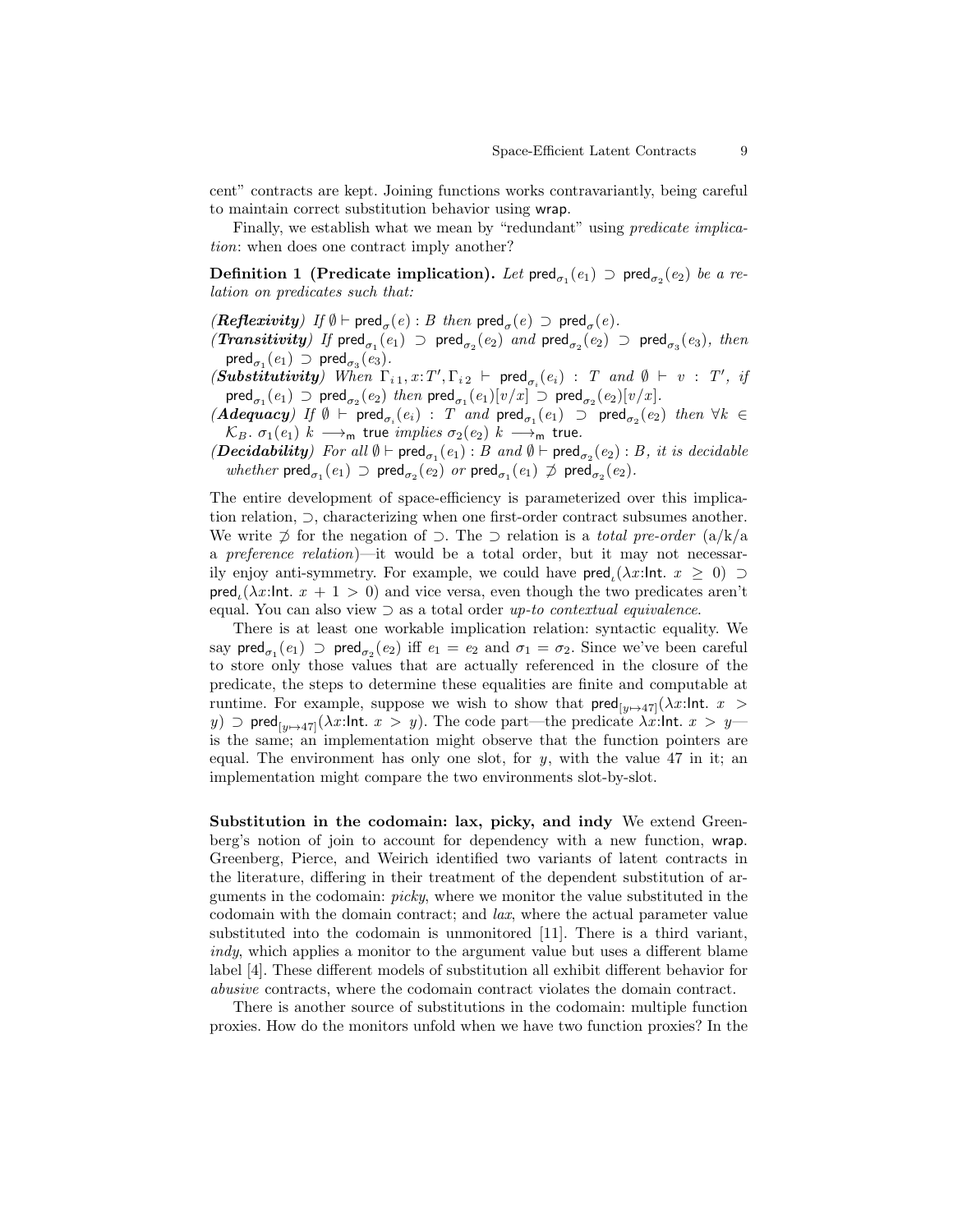cent" contracts are kept. Joining functions works contravariantly, being careful to maintain correct substitution behavior using wrap.

Finally, we establish what we mean by "redundant" using *predicate implication*: when does one contract imply another?

**Definition 1 (Predicate implication).** *Let* $\mathsf{pred}_{\sigma_1}(e_1) \supset \mathsf{pred}_{\sigma_2}(e_2)$ *be a relation on predicates such that:*

***(Reflexivity)*** *If* $\emptyset \vdash \mathsf{pred}_{\sigma}(e) : B$ *then* $\mathsf{pred}_{\sigma}(e) \supset \mathsf{pred}_{\sigma}(e)$.

***(Transitivity)*** *If* $\mathsf{pred}_{\sigma_1}(e_1) \supset \mathsf{pred}_{\sigma_2}(e_2)$ *and* $\mathsf{pred}_{\sigma_2}(e_2) \supset \mathsf{pred}_{\sigma_3}(e_3)$, *then* $\mathsf{pred}_{\sigma_1}(e_1) \supset \mathsf{pred}_{\sigma_3}(e_3)$.

***(Substitutivity)*** *When* $\Gamma_{i\,1}, x{:}T', \Gamma_{i\,2} \vdash \mathsf{pred}_{\sigma_i}(e_i) : T$ *and* $\emptyset \vdash v : T'$, *if* $\mathsf{pred}_{\sigma_1}(e_1) \supset \mathsf{pred}_{\sigma_2}(e_2)$ *then* $\mathsf{pred}_{\sigma_1}(e_1)[v/x] \supset \mathsf{pred}_{\sigma_2}(e_2)[v/x]$.

***(Adequacy)*** *If* $\emptyset \vdash \mathsf{pred}_{\sigma_i}(e_i) : T$ *and* $\mathsf{pred}_{\sigma_1}(e_1) \supset \mathsf{pred}_{\sigma_2}(e_2)$ *then* $\forall k \in \mathcal{K}_B.\ \sigma_1(e_1)\ k \longrightarrow_{\mathsf{m}} \mathsf{true}$ *implies* $\sigma_2(e_2)\ k \longrightarrow_{\mathsf{m}} \mathsf{true}$.

***(Decidability)*** *For all* $\emptyset \vdash \mathsf{pred}_{\sigma_1}(e_1) : B$ *and* $\emptyset \vdash \mathsf{pred}_{\sigma_2}(e_2) : B$, *it is decidable whether* $\mathsf{pred}_{\sigma_1}(e_1) \supset \mathsf{pred}_{\sigma_2}(e_2)$ *or* $\mathsf{pred}_{\sigma_1}(e_1) \not\supset \mathsf{pred}_{\sigma_2}(e_2)$.

The entire development of space-efficiency is parameterized over this implication relation, $\supset$, characterizing when one first-order contract subsumes another. We write $\not\supset$ for the negation of $\supset$. The $\supset$ relation is a *total pre-order* (a/k/a a *preference relation*)—it would be a total order, but it may not necessarily enjoy anti-symmetry. For example, we could have $\mathsf{pred}_{\iota}(\lambda x{:}\mathsf{Int}.\ x \geq 0) \supset \mathsf{pred}_{\iota}(\lambda x{:}\mathsf{Int}.\ x + 1 > 0)$ and vice versa, even though the two predicates aren't equal. You can also view $\supset$ as a total order *up-to contextual equivalence*.

There is at least one workable implication relation: syntactic equality. We say $\mathsf{pred}_{\sigma_1}(e_1) \supset \mathsf{pred}_{\sigma_2}(e_2)$ iff $e_1 = e_2$ and $\sigma_1 = \sigma_2$. Since we've been careful to store only those values that are actually referenced in the closure of the predicate, the steps to determine these equalities are finite and computable at runtime. For example, suppose we wish to show that $\mathsf{pred}_{[y \mapsto 47]}(\lambda x{:}\mathsf{Int}.\ x > y) \supset \mathsf{pred}_{[y \mapsto 47]}(\lambda x{:}\mathsf{Int}.\ x > y)$. The code part—the predicate $\lambda x{:}\mathsf{Int}.\ x > y$—is the same; an implementation might observe that the function pointers are equal. The environment has only one slot, for $y$, with the value 47 in it; an implementation might compare the two environments slot-by-slot.

**Substitution in the codomain: lax, picky, and indy** We extend Greenberg's notion of join to account for dependency with a new function, wrap. Greenberg, Pierce, and Weirich identified two variants of latent contracts in the literature, differing in their treatment of the dependent substitution of arguments in the codomain: *picky*, where we monitor the value substituted in the codomain with the domain contract; and *lax*, where the actual parameter value substituted into the codomain is unmonitored [11]. There is a third variant, *indy*, which applies a monitor to the argument value but uses a different blame label [4]. These different models of substitution all exhibit different behavior for *abusive* contracts, where the codomain contract violates the domain contract.

There is another source of substitutions in the codomain: multiple function proxies. How do the monitors unfold when we have two function proxies? In the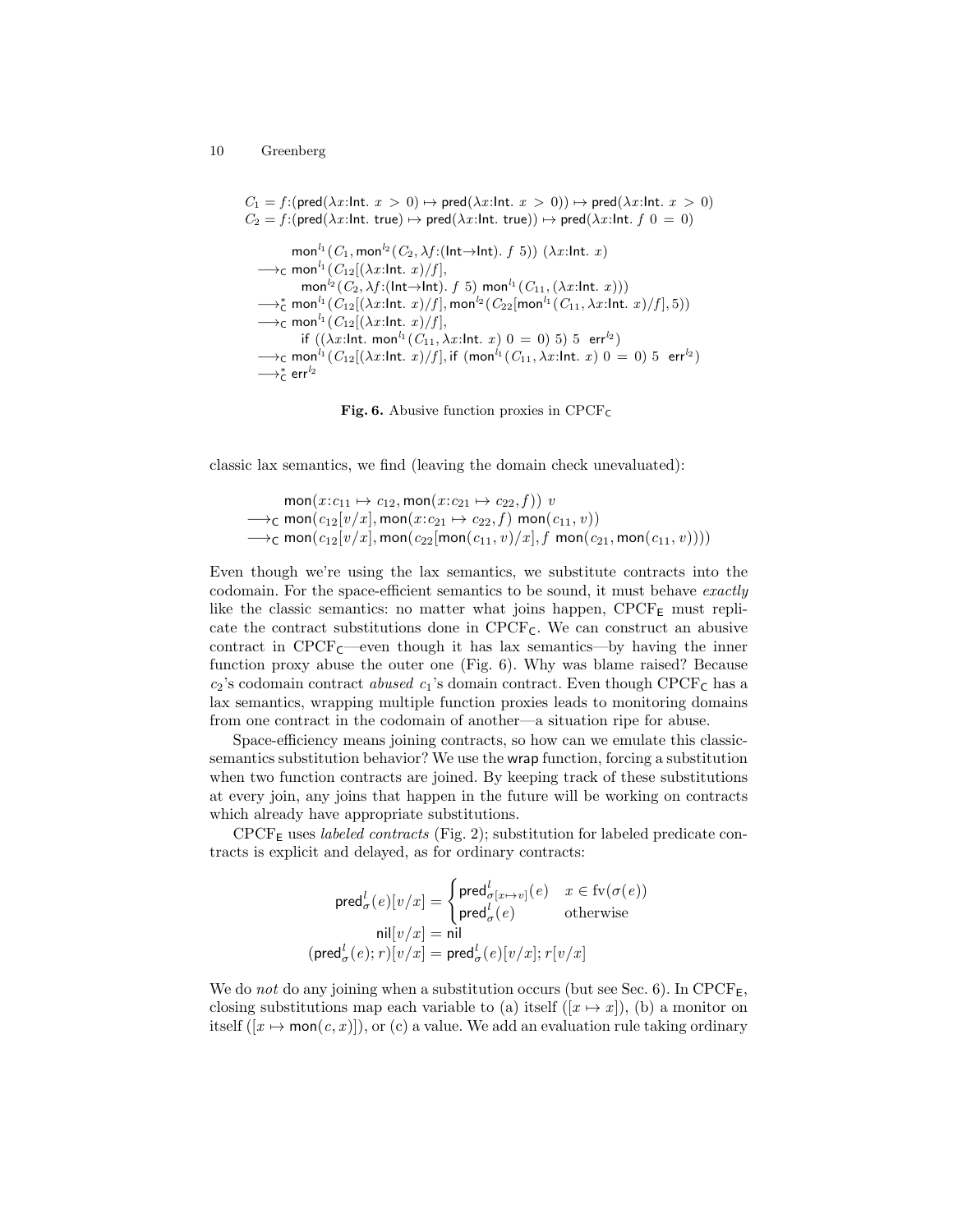$$C_1 = f{:}(\mathsf{pred}(\lambda x{:}\mathsf{Int}.\ x > 0) \mapsto \mathsf{pred}(\lambda x{:}\mathsf{Int}.\ x > 0)) \mapsto \mathsf{pred}(\lambda x{:}\mathsf{Int}.\ x > 0)$$
$$C_2 = f{:}(\mathsf{pred}(\lambda x{:}\mathsf{Int}.\ \mathsf{true}) \mapsto \mathsf{pred}(\lambda x{:}\mathsf{Int}.\ \mathsf{true})) \mapsto \mathsf{pred}(\lambda x{:}\mathsf{Int}.\ f\ 0 = 0)$$

$$\begin{array}{l}
\quad \mathsf{mon}^{l_1}(C_1, \mathsf{mon}^{l_2}(C_2, \lambda f{:}(\mathsf{Int}{\to}\mathsf{Int}).\ f\ 5))\ (\lambda x{:}\mathsf{Int}.\ x) \\
\longrightarrow_{\mathsf{C}} \mathsf{mon}^{l_1}(C_{12}[(\lambda x{:}\mathsf{Int}.\ x)/f], \\
\qquad \mathsf{mon}^{l_2}(C_2, \lambda f{:}(\mathsf{Int}{\to}\mathsf{Int}).\ f\ 5)\ \mathsf{mon}^{l_1}(C_{11}, (\lambda x{:}\mathsf{Int}.\ x))) \\
\longrightarrow^*_{\mathsf{C}} \mathsf{mon}^{l_1}(C_{12}[(\lambda x{:}\mathsf{Int}.\ x)/f], \mathsf{mon}^{l_2}(C_{22}[\mathsf{mon}^{l_1}(C_{11}, \lambda x{:}\mathsf{Int}.\ x)/f], 5)) \\
\longrightarrow_{\mathsf{C}} \mathsf{mon}^{l_1}(C_{12}[(\lambda x{:}\mathsf{Int}.\ x)/f], \\
\qquad \mathsf{if}\ ((\lambda x{:}\mathsf{Int}.\ \mathsf{mon}^{l_1}(C_{11}, \lambda x{:}\mathsf{Int}.\ x)\ 0 = 0)\ 5)\ 5\ \ \mathsf{err}^{l_2}) \\
\longrightarrow_{\mathsf{C}} \mathsf{mon}^{l_1}(C_{12}[(\lambda x{:}\mathsf{Int}.\ x)/f], \mathsf{if}\ (\mathsf{mon}^{l_1}(C_{11}, \lambda x{:}\mathsf{Int}.\ x)\ 0 = 0)\ 5\ \ \mathsf{err}^{l_2}) \\
\longrightarrow^*_{\mathsf{C}} \mathsf{err}^{l_2}
\end{array}$$

**Fig. 6.** Abusive function proxies in CPCF$_{\mathsf{C}}$

classic lax semantics, we find (leaving the domain check unevaluated):

$$\begin{array}{l}
\quad \mathsf{mon}(x{:}c_{11} \mapsto c_{12}, \mathsf{mon}(x{:}c_{21} \mapsto c_{22}, f))\ v \\
\longrightarrow_{\mathsf{C}} \mathsf{mon}(c_{12}[v/x], \mathsf{mon}(x{:}c_{21} \mapsto c_{22}, f)\ \mathsf{mon}(c_{11}, v)) \\
\longrightarrow_{\mathsf{C}} \mathsf{mon}(c_{12}[v/x], \mathsf{mon}(c_{22}[\mathsf{mon}(c_{11}, v)/x], f\ \mathsf{mon}(c_{21}, \mathsf{mon}(c_{11}, v))))
\end{array}$$

Even though we're using the lax semantics, we substitute contracts into the codomain. For the space-efficient semantics to be sound, it must behave *exactly* like the classic semantics: no matter what joins happen, CPCF$_{\mathsf{E}}$ must replicate the contract substitutions done in CPCF$_{\mathsf{C}}$. We can construct an abusive contract in CPCF$_{\mathsf{C}}$—even though it has lax semantics—by having the inner function proxy abuse the outer one (Fig. 6). Why was blame raised? Because $c_2$'s codomain contract *abused* $c_1$'s domain contract. Even though CPCF$_{\mathsf{C}}$ has a lax semantics, wrapping multiple function proxies leads to monitoring domains from one contract in the codomain of another—a situation ripe for abuse.

Space-efficiency means joining contracts, so how can we emulate this classic-semantics substitution behavior? We use the wrap function, forcing a substitution when two function contracts are joined. By keeping track of these substitutions at every join, any joins that happen in the future will be working on contracts which already have appropriate substitutions.

CPCF$_{\mathsf{E}}$ uses *labeled contracts* (Fig. 2); substitution for labeled predicate contracts is explicit and delayed, as for ordinary contracts:

$$\mathsf{pred}^l_\sigma(e)[v/x] = \begin{cases} \mathsf{pred}^l_{\sigma[x \mapsto v]}(e) & x \in \mathrm{fv}(\sigma(e)) \\ \mathsf{pred}^l_\sigma(e) & \text{otherwise} \end{cases}$$
$$\mathsf{nil}[v/x] = \mathsf{nil}$$
$$(\mathsf{pred}^l_\sigma(e); r)[v/x] = \mathsf{pred}^l_\sigma(e)[v/x]; r[v/x]$$

We do *not* do any joining when a substitution occurs (but see Sec. 6). In CPCF$_{\mathsf{E}}$, closing substitutions map each variable to (a) itself ($[x \mapsto x]$), (b) a monitor on itself ($[x \mapsto \mathsf{mon}(c, x)]$), or (c) a value. We add an evaluation rule taking ordinary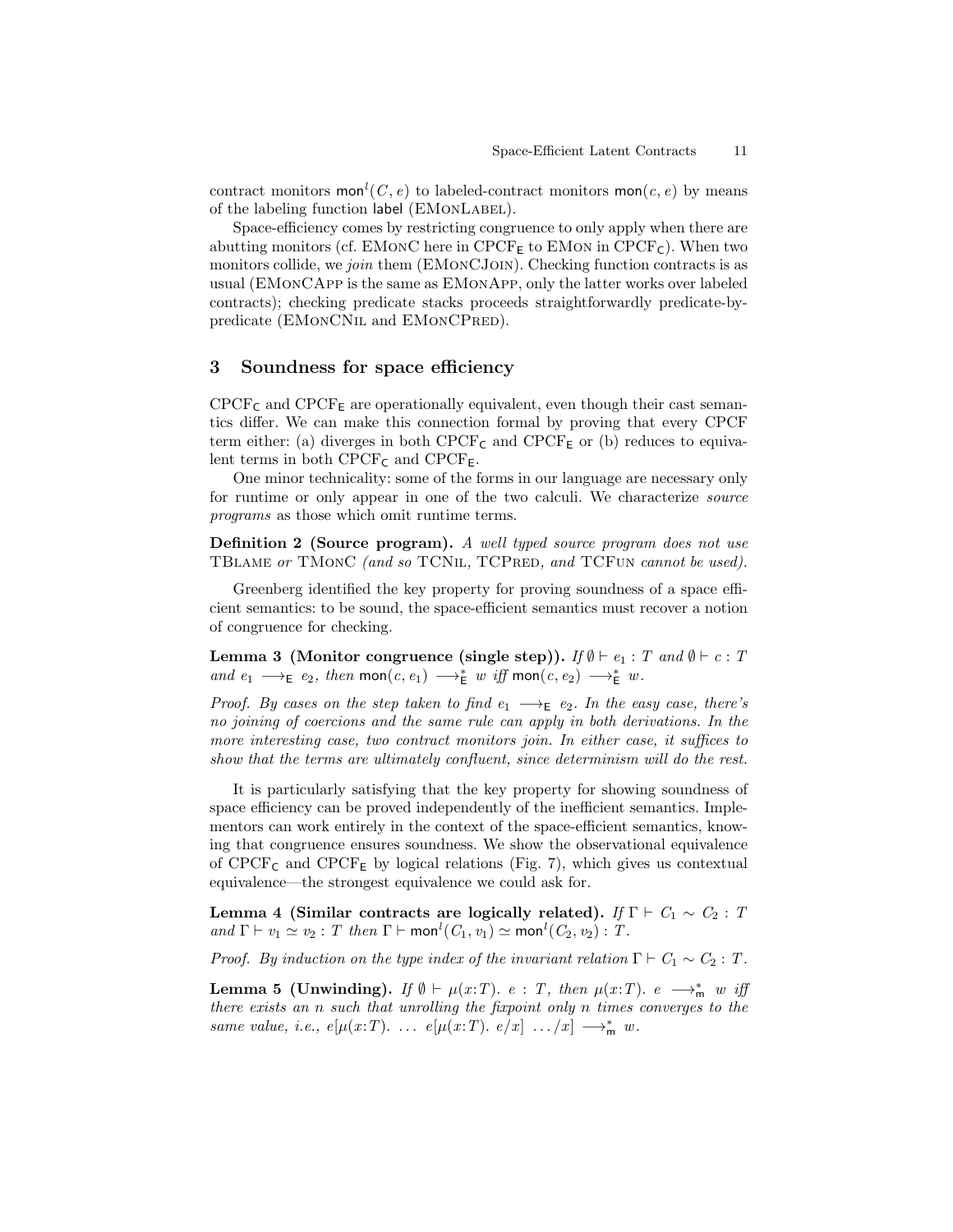contract monitors $\mathsf{mon}^l(C, e)$ to labeled-contract monitors $\mathsf{mon}(c, e)$ by means of the labeling function $\mathsf{label}$ (EMonLabel).

Space-efficiency comes by restricting congruence to only apply when there are abutting monitors (cf. EMonC here in $\text{CPCF}_\mathsf{E}$ to EMon in $\text{CPCF}_\mathsf{C}$). When two monitors collide, we *join* them (EMonCJoin). Checking function contracts is as usual (EMonCApp is the same as EMonApp, only the latter works over labeled contracts); checking predicate stacks proceeds straightforwardly predicate-by-predicate (EMonCNil and EMonCPred).

## 3 Soundness for space efficiency

$\text{CPCF}_\mathsf{C}$ and $\text{CPCF}_\mathsf{E}$ are operationally equivalent, even though their cast semantics differ. We can make this connection formal by proving that every CPCF term either: (a) diverges in both $\text{CPCF}_\mathsf{C}$ and $\text{CPCF}_\mathsf{E}$ or (b) reduces to equivalent terms in both $\text{CPCF}_\mathsf{C}$ and $\text{CPCF}_\mathsf{E}$.

One minor technicality: some of the forms in our language are necessary only for runtime or only appear in one of the two calculi. We characterize *source programs* as those which omit runtime terms.

**Definition 2 (Source program).** *A well typed source program does not use* TBlame *or* TMonC *(and so* TCNil, TCPred, *and* TCFun *cannot be used).*

Greenberg identified the key property for proving soundness of a space efficient semantics: to be sound, the space-efficient semantics must recover a notion of congruence for checking.

**Lemma 3 (Monitor congruence (single step)).** *If* $\emptyset \vdash e_1 : T$ *and* $\emptyset \vdash c : T$ *and* $e_1 \longrightarrow_\mathsf{E} e_2$*, then* $\mathsf{mon}(c, e_1) \longrightarrow^*_\mathsf{E} w$ *iff* $\mathsf{mon}(c, e_2) \longrightarrow^*_\mathsf{E} w$*.*

*Proof. By cases on the step taken to find* $e_1 \longrightarrow_\mathsf{E} e_2$*. In the easy case, there's no joining of coercions and the same rule can apply in both derivations. In the more interesting case, two contract monitors join. In either case, it suffices to show that the terms are ultimately confluent, since determinism will do the rest.*

It is particularly satisfying that the key property for showing soundness of space efficiency can be proved independently of the inefficient semantics. Implementors can work entirely in the context of the space-efficient semantics, knowing that congruence ensures soundness. We show the observational equivalence of $\text{CPCF}_\mathsf{C}$ and $\text{CPCF}_\mathsf{E}$ by logical relations (Fig. 7), which gives us contextual equivalence—the strongest equivalence we could ask for.

**Lemma 4 (Similar contracts are logically related).** *If* $\Gamma \vdash C_1 \sim C_2 : T$ *and* $\Gamma \vdash v_1 \simeq v_2 : T$ *then* $\Gamma \vdash \mathsf{mon}^l(C_1, v_1) \simeq \mathsf{mon}^l(C_2, v_2) : T$*.*

*Proof. By induction on the type index of the invariant relation* $\Gamma \vdash C_1 \sim C_2 : T$*.*

**Lemma 5 (Unwinding).** *If* $\emptyset \vdash \mu(x{:}T).\ e : T$*, then* $\mu(x{:}T).\ e \longrightarrow^*_\mathsf{m} w$ *iff there exists an* $n$ *such that unrolling the fixpoint only* $n$ *times converges to the same value, i.e.,* $e[\mu(x{:}T).\ \ldots\ e[\mu(x{:}T).\ e/x]\ \ldots/x] \longrightarrow^*_\mathsf{m} w$*.*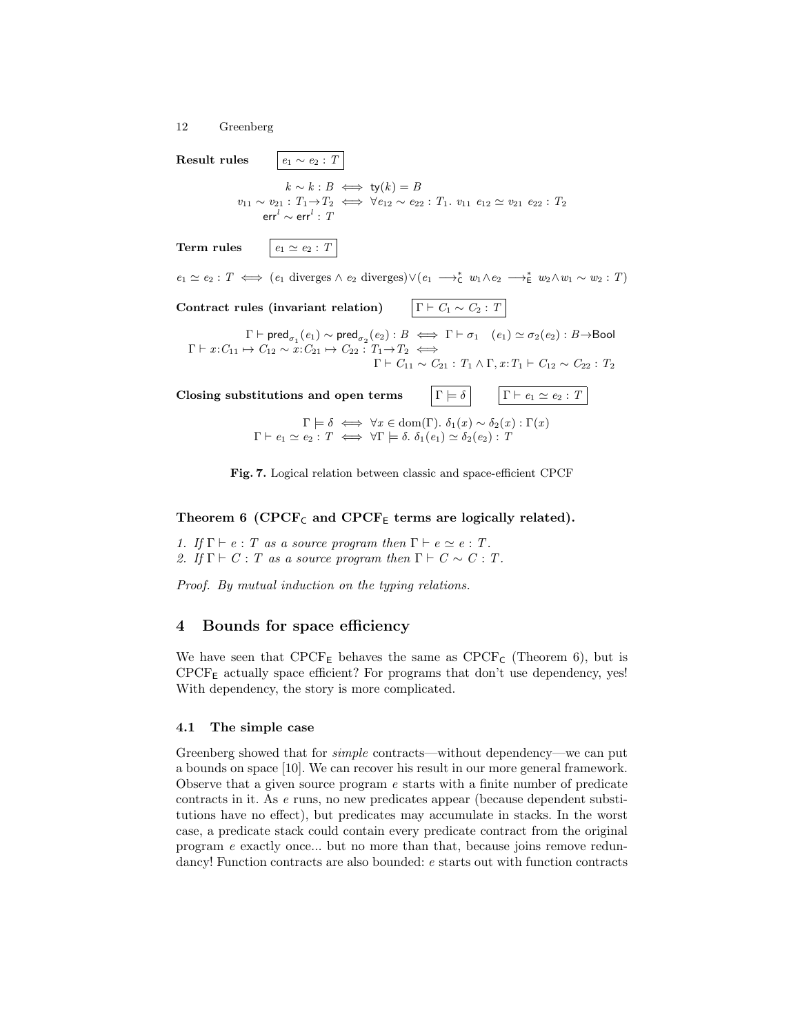**Result rules** $\boxed{e_1 \sim e_2 : T}$

$$
\begin{aligned}
k \sim k : B &\iff \mathsf{ty}(k) = B \\
v_{11} \sim v_{21} : T_1 {\to} T_2 &\iff \forall e_{12} \sim e_{22} : T_1.\ v_{11}\ e_{12} \simeq v_{21}\ e_{22} : T_2 \\
\mathsf{err}^l \sim \mathsf{err}^l &: T
\end{aligned}
$$

**Term rules** $\boxed{e_1 \simeq e_2 : T}$

$$
e_1 \simeq e_2 : T \iff (e_1 \text{ diverges} \wedge e_2 \text{ diverges}) \vee (e_1 \longrightarrow_{\mathsf{C}}^* w_1 \wedge e_2 \longrightarrow_{\mathsf{E}}^* w_2 \wedge w_1 \sim w_2 : T)
$$

**Contract rules (invariant relation)** $\boxed{\Gamma \vdash C_1 \sim C_2 : T}$

$$
\begin{aligned}
\Gamma \vdash \mathsf{pred}_{\sigma_1}(e_1) \sim \mathsf{pred}_{\sigma_2}(e_2) : B &\iff \Gamma \vdash \sigma_1 \quad (e_1) \simeq \sigma_2(e_2) : B {\to} \mathsf{Bool} \\
\Gamma \vdash x{:}C_{11} \mapsto C_{12} \sim x{:}C_{21} \mapsto C_{22} : T_1 {\to} T_2 &\iff \\
&\Gamma \vdash C_{11} \sim C_{21} : T_1 \wedge \Gamma, x{:}T_1 \vdash C_{12} \sim C_{22} : T_2
\end{aligned}
$$

**Closing substitutions and open terms** $\boxed{\Gamma \models \delta}$ $\boxed{\Gamma \vdash e_1 \simeq e_2 : T}$

$$
\begin{aligned}
\Gamma \models \delta &\iff \forall x \in \mathrm{dom}(\Gamma).\ \delta_1(x) \sim \delta_2(x) : \Gamma(x) \\
\Gamma \vdash e_1 \simeq e_2 : T &\iff \forall \Gamma \models \delta.\ \delta_1(e_1) \simeq \delta_2(e_2) : T
\end{aligned}
$$

**Fig. 7.** Logical relation between classic and space-efficient CPCF

**Theorem 6 ($\mathrm{CPCF}_{\mathsf{C}}$ and $\mathrm{CPCF}_{\mathsf{E}}$ terms are logically related).**

1. *If $\Gamma \vdash e : T$ as a source program then $\Gamma \vdash e \simeq e : T$.*
2. *If $\Gamma \vdash C : T$ as a source program then $\Gamma \vdash C \sim C : T$.*

*Proof.* By mutual induction on the typing relations.

## 4 Bounds for space efficiency

We have seen that $\mathrm{CPCF}_{\mathsf{E}}$ behaves the same as $\mathrm{CPCF}_{\mathsf{C}}$ (Theorem 6), but is $\mathrm{CPCF}_{\mathsf{E}}$ actually space efficient? For programs that don't use dependency, yes! With dependency, the story is more complicated.

### 4.1 The simple case

Greenberg showed that for *simple* contracts—without dependency—we can put a bounds on space [10]. We can recover his result in our more general framework. Observe that a given source program $e$ starts with a finite number of predicate contracts in it. As $e$ runs, no new predicates appear (because dependent substitutions have no effect), but predicates may accumulate in stacks. In the worst case, a predicate stack could contain every predicate contract from the original program $e$ exactly once... but no more than that, because joins remove redundancy! Function contracts are also bounded: $e$ starts out with function contracts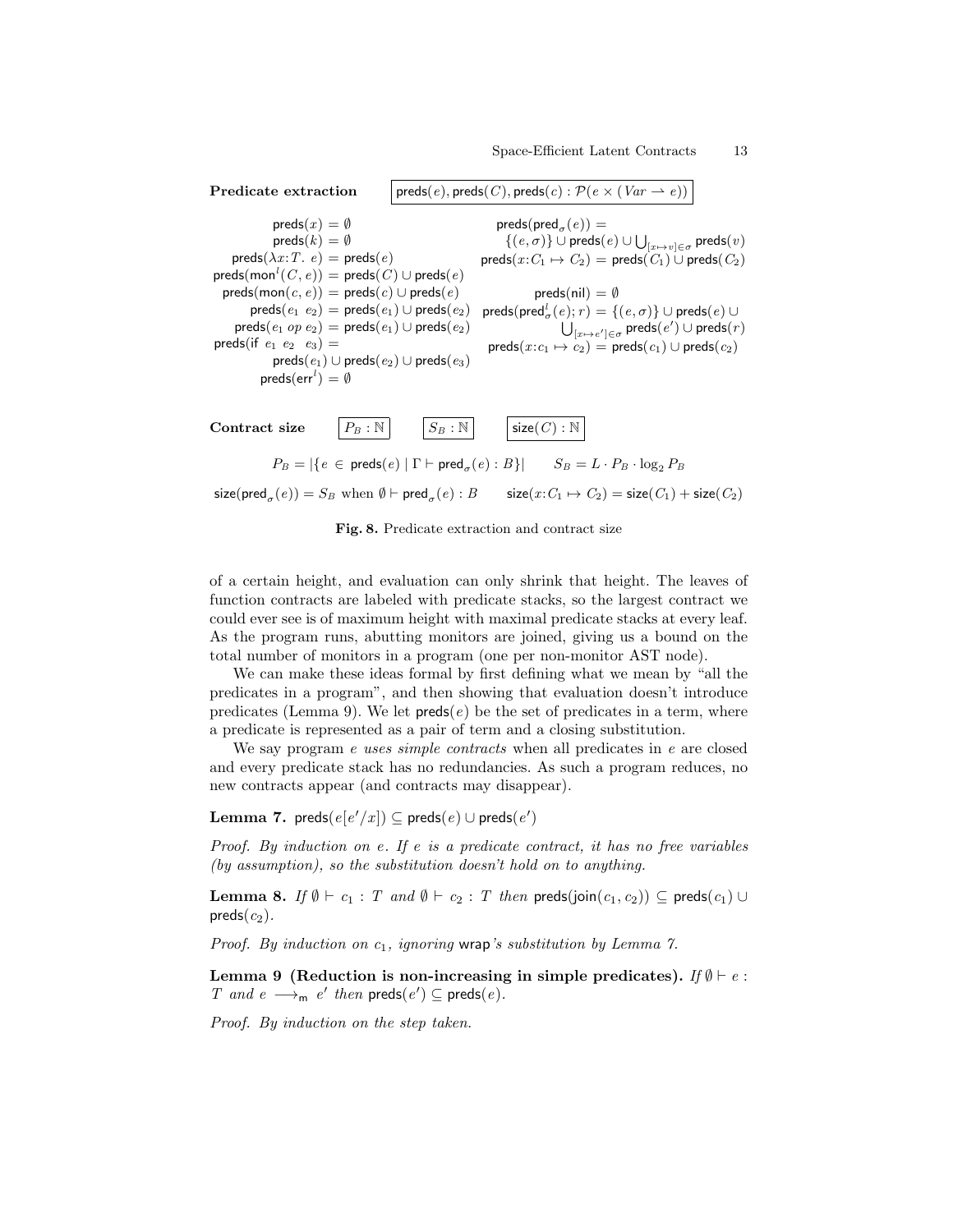**Predicate extraction** $\boxed{\mathsf{preds}(e), \mathsf{preds}(C), \mathsf{preds}(c) : \mathcal{P}(e \times (Var \rightharpoonup e))}$

$$
\begin{aligned}
\mathsf{preds}(x) &= \emptyset \\
\mathsf{preds}(k) &= \emptyset \\
\mathsf{preds}(\lambda x{:}T.\ e) &= \mathsf{preds}(e) \\
\mathsf{preds}(\mathsf{mon}^l(C, e)) &= \mathsf{preds}(C) \cup \mathsf{preds}(e) \\
\mathsf{preds}(\mathsf{mon}(c, e)) &= \mathsf{preds}(c) \cup \mathsf{preds}(e) \\
\mathsf{preds}(e_1\ e_2) &= \mathsf{preds}(e_1) \cup \mathsf{preds}(e_2) \\
\mathsf{preds}(e_1\ op\ e_2) &= \mathsf{preds}(e_1) \cup \mathsf{preds}(e_2) \\
\mathsf{preds}(\mathsf{if}\ e_1\ e_2\ e_3) &= \mathsf{preds}(e_1) \cup \mathsf{preds}(e_2) \cup \mathsf{preds}(e_3) \\
\mathsf{preds}(\mathsf{err}^l) &= \emptyset
\end{aligned}
$$

$$
\begin{aligned}
\mathsf{preds}(\mathsf{pred}_\sigma(e)) &= \{(e, \sigma)\} \cup \mathsf{preds}(e) \cup \textstyle\bigcup_{[x \mapsto v] \in \sigma} \mathsf{preds}(v) \\
\mathsf{preds}(x{:}C_1 \mapsto C_2) &= \mathsf{preds}(C_1) \cup \mathsf{preds}(C_2) \\
\mathsf{preds}(\mathsf{nil}) &= \emptyset \\
\mathsf{preds}(\mathsf{pred}^l_\sigma(e); r) &= \{(e, \sigma)\} \cup \mathsf{preds}(e) \cup \textstyle\bigcup_{[x \mapsto e'] \in \sigma} \mathsf{preds}(e') \cup \mathsf{preds}(r) \\
\mathsf{preds}(x{:}c_1 \mapsto c_2) &= \mathsf{preds}(c_1) \cup \mathsf{preds}(c_2)
\end{aligned}
$$

**Contract size** $\boxed{P_B : \mathbb{N}}$ $\boxed{S_B : \mathbb{N}}$ $\boxed{\mathsf{size}(C) : \mathbb{N}}$

$$P_B = |\{e \in \mathsf{preds}(e) \mid \Gamma \vdash \mathsf{pred}_\sigma(e) : B\}| \qquad S_B = L \cdot P_B \cdot \log_2 P_B$$

$$\mathsf{size}(\mathsf{pred}_\sigma(e)) = S_B \text{ when } \emptyset \vdash \mathsf{pred}_\sigma(e) : B \qquad \mathsf{size}(x{:}C_1 \mapsto C_2) = \mathsf{size}(C_1) + \mathsf{size}(C_2)$$

**Fig. 8.** Predicate extraction and contract size

of a certain height, and evaluation can only shrink that height. The leaves of function contracts are labeled with predicate stacks, so the largest contract we could ever see is of maximum height with maximal predicate stacks at every leaf. As the program runs, abutting monitors are joined, giving us a bound on the total number of monitors in a program (one per non-monitor AST node).

We can make these ideas formal by first defining what we mean by "all the predicates in a program", and then showing that evaluation doesn't introduce predicates (Lemma 9). We let $\mathsf{preds}(e)$ be the set of predicates in a term, where a predicate is represented as a pair of term and a closing substitution.

We say program $e$ *uses simple contracts* when all predicates in $e$ are closed and every predicate stack has no redundancies. As such a program reduces, no new contracts appear (and contracts may disappear).

**Lemma 7.** $\mathsf{preds}(e[e'/x]) \subseteq \mathsf{preds}(e) \cup \mathsf{preds}(e')$

*Proof. By induction on $e$. If $e$ is a predicate contract, it has no free variables (by assumption), so the substitution doesn't hold on to anything.*

**Lemma 8.** *If $\emptyset \vdash c_1 : T$ and $\emptyset \vdash c_2 : T$ then* $\mathsf{preds}(\mathsf{join}(c_1, c_2)) \subseteq \mathsf{preds}(c_1) \cup \mathsf{preds}(c_2)$.

*Proof. By induction on $c_1$, ignoring* wrap*'s substitution by Lemma 7.*

**Lemma 9 (Reduction is non-increasing in simple predicates).** *If $\emptyset \vdash e : T$ and $e \longrightarrow_{\mathsf{m}} e'$ then* $\mathsf{preds}(e') \subseteq \mathsf{preds}(e)$.

*Proof. By induction on the step taken.*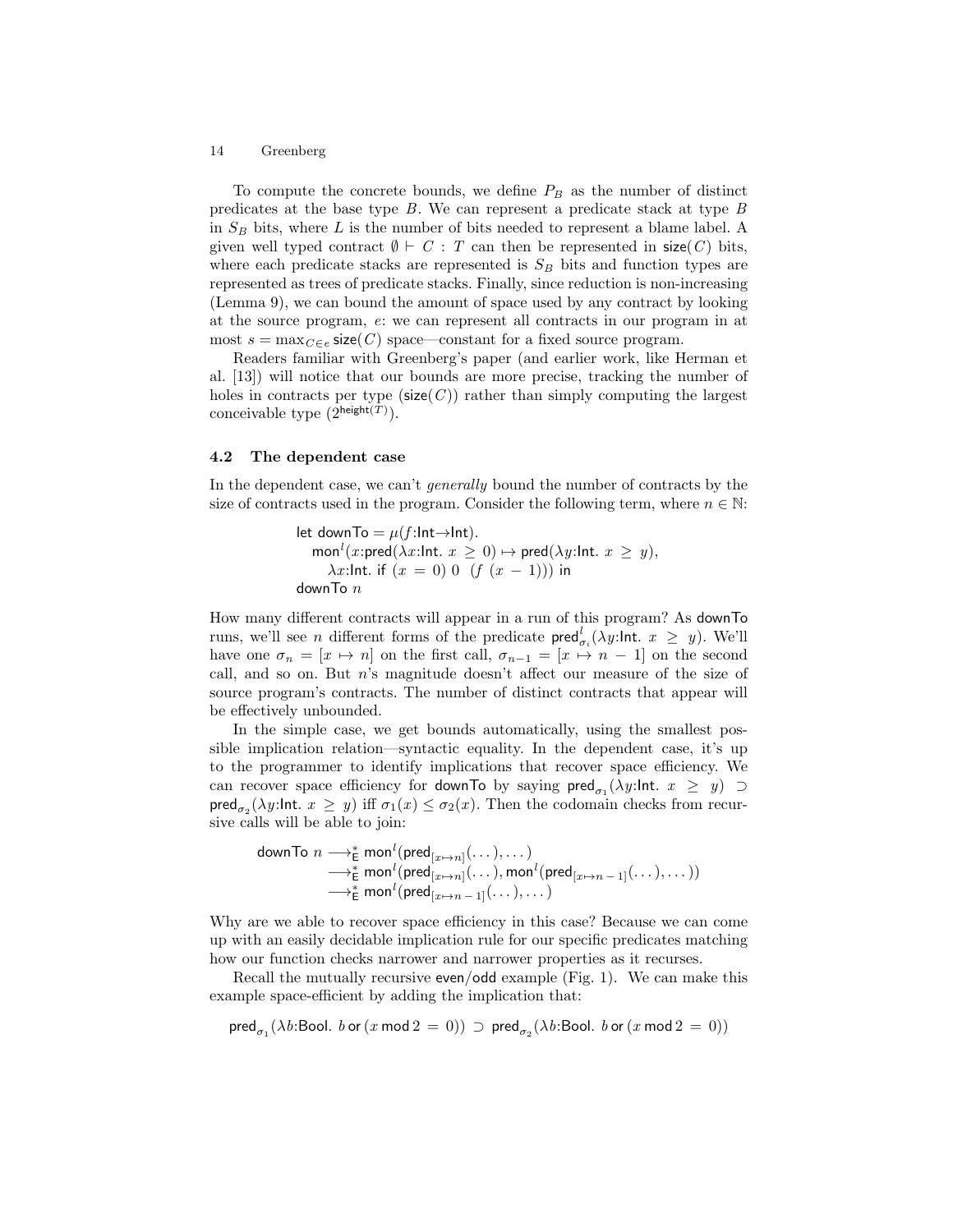To compute the concrete bounds, we define $P_B$ as the number of distinct predicates at the base type $B$. We can represent a predicate stack at type $B$ in $S_B$ bits, where $L$ is the number of bits needed to represent a blame label. A given well typed contract $\emptyset \vdash C : T$ can then be represented in $\mathsf{size}(C)$ bits, where each predicate stacks are represented is $S_B$ bits and function types are represented as trees of predicate stacks. Finally, since reduction is non-increasing (Lemma 9), we can bound the amount of space used by any contract by looking at the source program, $e$: we can represent all contracts in our program in at most $s = \max_{C \in e} \mathsf{size}(C)$ space—constant for a fixed source program.

Readers familiar with Greenberg's paper (and earlier work, like Herman et al. [13]) will notice that our bounds are more precise, tracking the number of holes in contracts per type ($\mathsf{size}(C)$) rather than simply computing the largest conceivable type ($2^{\mathsf{height}(T)}$).

### 4.2 The dependent case

In the dependent case, we can't *generally* bound the number of contracts by the size of contracts used in the program. Consider the following term, where $n \in \mathbb{N}$:

$$\begin{array}{l} \mathsf{let}\ \mathsf{downTo} = \mu(f{:}\mathsf{Int}{\to}\mathsf{Int}). \\ \quad \mathsf{mon}^l(x{:}\mathsf{pred}(\lambda x{:}\mathsf{Int}.\ x \geq 0) \mapsto \mathsf{pred}(\lambda y{:}\mathsf{Int}.\ x \geq y), \\ \qquad \lambda x{:}\mathsf{Int}.\ \mathsf{if}\ (x = 0)\ 0\ \ (f\ (x - 1)))\ \mathsf{in} \\ \mathsf{downTo}\ n \end{array}$$

How many different contracts will appear in a run of this program? As downTo runs, we'll see $n$ different forms of the predicate $\mathsf{pred}^l_{\sigma_i}(\lambda y{:}\mathsf{Int}.\ x \geq y)$. We'll have one $\sigma_n = [x \mapsto n]$ on the first call, $\sigma_{n-1} = [x \mapsto n - 1]$ on the second call, and so on. But $n$'s magnitude doesn't affect our measure of the size of source program's contracts. The number of distinct contracts that appear will be effectively unbounded.

In the simple case, we get bounds automatically, using the smallest possible implication relation—syntactic equality. In the dependent case, it's up to the programmer to identify implications that recover space efficiency. We can recover space efficiency for downTo by saying $\mathsf{pred}_{\sigma_1}(\lambda y{:}\mathsf{Int}.\ x \geq y) \supset \mathsf{pred}_{\sigma_2}(\lambda y{:}\mathsf{Int}.\ x \geq y)$ iff $\sigma_1(x) \leq \sigma_2(x)$. Then the codomain checks from recursive calls will be able to join:

$$\begin{array}{rl} \mathsf{downTo}\ n & \longrightarrow^*_{\mathsf{E}} \mathsf{mon}^l(\mathsf{pred}_{[x \mapsto n]}(\dots), \dots) \\ & \longrightarrow^*_{\mathsf{E}} \mathsf{mon}^l(\mathsf{pred}_{[x \mapsto n]}(\dots), \mathsf{mon}^l(\mathsf{pred}_{[x \mapsto n-1]}(\dots), \dots)) \\ & \longrightarrow^*_{\mathsf{E}} \mathsf{mon}^l(\mathsf{pred}_{[x \mapsto n-1]}(\dots), \dots) \end{array}$$

Why are we able to recover space efficiency in this case? Because we can come up with an easily decidable implication rule for our specific predicates matching how our function checks narrower and narrower properties as it recurses.

Recall the mutually recursive even/odd example (Fig. 1). We can make this example space-efficient by adding the implication that:

$$\mathsf{pred}_{\sigma_1}(\lambda b{:}\mathsf{Bool}.\ b\ \mathsf{or}\ (x\ \mathsf{mod}\ 2 = 0)) \supset \mathsf{pred}_{\sigma_2}(\lambda b{:}\mathsf{Bool}.\ b\ \mathsf{or}\ (x\ \mathsf{mod}\ 2 = 0))$$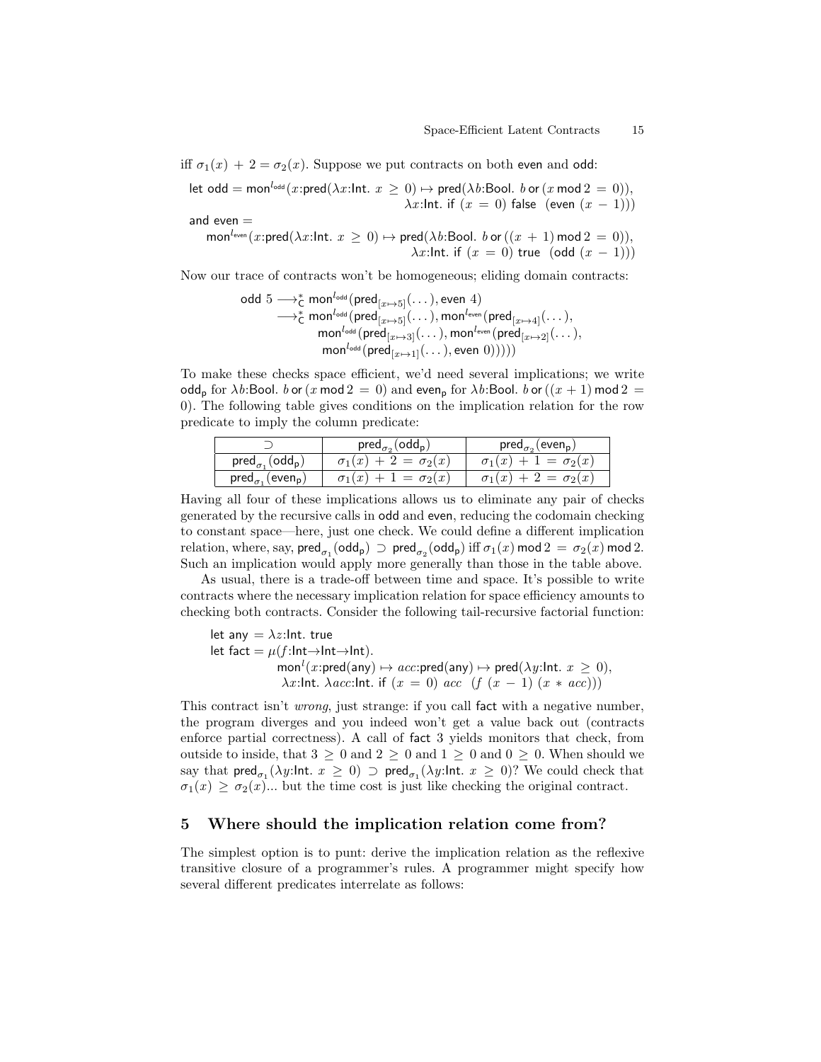iff $\sigma_1(x) + 2 = \sigma_2(x)$. Suppose we put contracts on both even and odd:

$$\begin{array}{l}\text{let odd} = \mathsf{mon}^{l_{\mathsf{odd}}}(x{:}\mathsf{pred}(\lambda x{:}\mathsf{Int}.\ x \geq 0) \mapsto \mathsf{pred}(\lambda b{:}\mathsf{Bool}.\ b \text{ or } (x \bmod 2 = 0)), \\ \qquad\qquad\qquad\qquad \lambda x{:}\mathsf{Int}.\ \text{if } (x = 0) \text{ false } (\text{even } (x - 1))) \\ \text{and even} = \\ \quad \mathsf{mon}^{l_{\mathsf{even}}}(x{:}\mathsf{pred}(\lambda x{:}\mathsf{Int}.\ x \geq 0) \mapsto \mathsf{pred}(\lambda b{:}\mathsf{Bool}.\ b \text{ or } ((x + 1) \bmod 2 = 0)), \\ \qquad\qquad\qquad\qquad \lambda x{:}\mathsf{Int}.\ \text{if } (x = 0) \text{ true } (\text{odd } (x - 1)))\end{array}$$

Now our trace of contracts won't be homogeneous; eliding domain contracts:

$$\begin{array}{l}\text{odd } 5 \longrightarrow^*_{\mathsf{C}} \mathsf{mon}^{l_{\mathsf{odd}}}(\mathsf{pred}_{[x\mapsto 5]}(\dots), \text{even } 4) \\ \quad \longrightarrow^*_{\mathsf{C}} \mathsf{mon}^{l_{\mathsf{odd}}}(\mathsf{pred}_{[x\mapsto 5]}(\dots), \mathsf{mon}^{l_{\mathsf{even}}}(\mathsf{pred}_{[x\mapsto 4]}(\dots), \\ \qquad\quad \mathsf{mon}^{l_{\mathsf{odd}}}(\mathsf{pred}_{[x\mapsto 3]}(\dots), \mathsf{mon}^{l_{\mathsf{even}}}(\mathsf{pred}_{[x\mapsto 2]}(\dots), \\ \qquad\quad \mathsf{mon}^{l_{\mathsf{odd}}}(\mathsf{pred}_{[x\mapsto 1]}(\dots), \text{even } 0)))))\end{array}$$

To make these checks space efficient, we'd need several implications; we write $\mathsf{odd_p}$ for $\lambda b{:}\mathsf{Bool}.\ b \text{ or } (x \bmod 2 = 0)$ and $\mathsf{even_p}$ for $\lambda b{:}\mathsf{Bool}.\ b \text{ or } ((x + 1) \bmod 2 = 0)$. The following table gives conditions on the implication relation for the row predicate to imply the column predicate:

| $\supset$ | $\mathsf{pred}_{\sigma_2}(\mathsf{odd_p})$ | $\mathsf{pred}_{\sigma_2}(\mathsf{even_p})$ |
|---|---|---|
| $\mathsf{pred}_{\sigma_1}(\mathsf{odd_p})$ | $\sigma_1(x) + 2 = \sigma_2(x)$ | $\sigma_1(x) + 1 = \sigma_2(x)$ |
| $\mathsf{pred}_{\sigma_1}(\mathsf{even_p})$ | $\sigma_1(x) + 1 = \sigma_2(x)$ | $\sigma_1(x) + 2 = \sigma_2(x)$ |

Having all four of these implications allows us to eliminate any pair of checks generated by the recursive calls in odd and even, reducing the codomain checking to constant space—here, just one check. We could define a different implication relation, where, say, $\mathsf{pred}_{\sigma_1}(\mathsf{odd_p}) \supset \mathsf{pred}_{\sigma_2}(\mathsf{odd_p})$ iff $\sigma_1(x) \bmod 2 = \sigma_2(x) \bmod 2$. Such an implication would apply more generally than those in the table above.

As usual, there is a trade-off between time and space. It's possible to write contracts where the necessary implication relation for space efficiency amounts to checking both contracts. Consider the following tail-recursive factorial function:

$$\begin{array}{l}\text{let any} = \lambda z{:}\mathsf{Int}.\ \text{true} \\ \text{let fact} = \mu(f{:}\mathsf{Int}\to\mathsf{Int}\to\mathsf{Int}). \\ \qquad\qquad \mathsf{mon}^{l}(x{:}\mathsf{pred}(\text{any}) \mapsto acc{:}\mathsf{pred}(\text{any}) \mapsto \mathsf{pred}(\lambda y{:}\mathsf{Int}.\ x \geq 0), \\ \qquad\qquad \lambda x{:}\mathsf{Int}.\ \lambda acc{:}\mathsf{Int}.\ \text{if } (x = 0)\ acc\ \ (f\ (x - 1)\ (x * acc)))\end{array}$$

This contract isn't *wrong*, just strange: if you call fact with a negative number, the program diverges and you indeed won't get a value back out (contracts enforce partial correctness). A call of fact 3 yields monitors that check, from outside to inside, that $3 \geq 0$ and $2 \geq 0$ and $1 \geq 0$ and $0 \geq 0$. When should we say that $\mathsf{pred}_{\sigma_1}(\lambda y{:}\mathsf{Int}.\ x \geq 0) \supset \mathsf{pred}_{\sigma_1}(\lambda y{:}\mathsf{Int}.\ x \geq 0)$? We could check that $\sigma_1(x) \geq \sigma_2(x)$... but the time cost is just like checking the original contract.

## 5 Where should the implication relation come from?

The simplest option is to punt: derive the implication relation as the reflexive transitive closure of a programmer's rules. A programmer might specify how several different predicates interrelate as follows: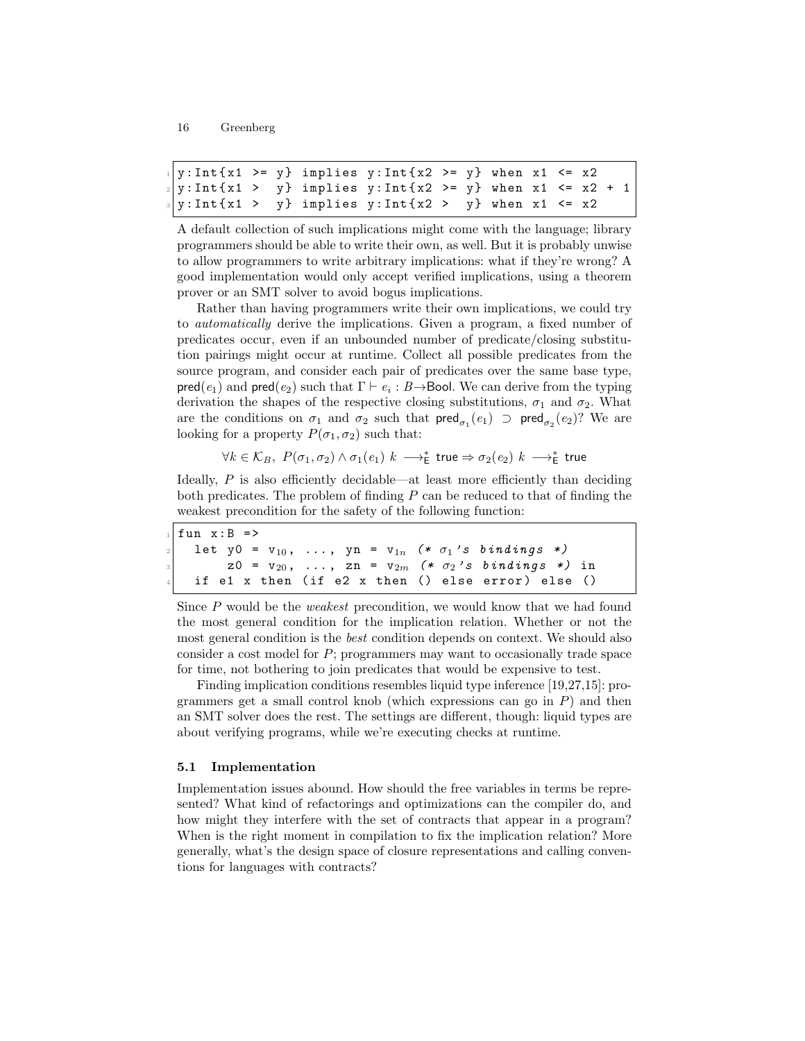```
y:Int{x1 >= y} implies y:Int{x2 >= y} when x1 <= x2
y:Int{x1 >  y} implies y:Int{x2 >= y} when x1 <= x2 + 1
y:Int{x1 >  y} implies y:Int{x2 >  y} when x1 <= x2
```

A default collection of such implications might come with the language; library programmers should be able to write their own, as well. But it is probably unwise to allow programmers to write arbitrary implications: what if they're wrong? A good implementation would only accept verified implications, using a theorem prover or an SMT solver to avoid bogus implications.

Rather than having programmers write their own implications, we could try to *automatically* derive the implications. Given a program, a fixed number of predicates occur, even if an unbounded number of predicate/closing substitution pairings might occur at runtime. Collect all possible predicates from the source program, and consider each pair of predicates over the same base type, $\mathsf{pred}(e_1)$ and $\mathsf{pred}(e_2)$ such that $\Gamma \vdash e_i : B {\to} \mathsf{Bool}$. We can derive from the typing derivation the shapes of the respective closing substitutions, $\sigma_1$ and $\sigma_2$. What are the conditions on $\sigma_1$ and $\sigma_2$ such that $\mathsf{pred}_{\sigma_1}(e_1) \supset \mathsf{pred}_{\sigma_2}(e_2)$? We are looking for a property $P(\sigma_1, \sigma_2)$ such that:

$$\forall k \in \mathcal{K}_B,\ P(\sigma_1, \sigma_2) \wedge \sigma_1(e_1)\ k \longrightarrow^*_{\mathsf{E}} \mathsf{true} \Rightarrow \sigma_2(e_2)\ k \longrightarrow^*_{\mathsf{E}} \mathsf{true}$$

Ideally, $P$ is also efficiently decidable—at least more efficiently than deciding both predicates. The problem of finding $P$ can be reduced to that of finding the weakest precondition for the safety of the following function:

```
fun x:B =>
  let y0 = v10, ..., yn = v1n (* σ1's bindings *)
      z0 = v20, ..., zn = v2m (* σ2's bindings *) in
  if e1 x then (if e2 x then () else error) else ()
```

Since $P$ would be the *weakest* precondition, we would know that we had found the most general condition for the implication relation. Whether or not the most general condition is the *best* condition depends on context. We should also consider a cost model for $P$; programmers may want to occasionally trade space for time, not bothering to join predicates that would be expensive to test.

Finding implication conditions resembles liquid type inference [19,27,15]: programmers get a small control knob (which expressions can go in $P$) and then an SMT solver does the rest. The settings are different, though: liquid types are about verifying programs, while we're executing checks at runtime.

### 5.1 Implementation

Implementation issues abound. How should the free variables in terms be represented? What kind of refactorings and optimizations can the compiler do, and how might they interfere with the set of contracts that appear in a program? When is the right moment in compilation to fix the implication relation? More generally, what's the design space of closure representations and calling conventions for languages with contracts?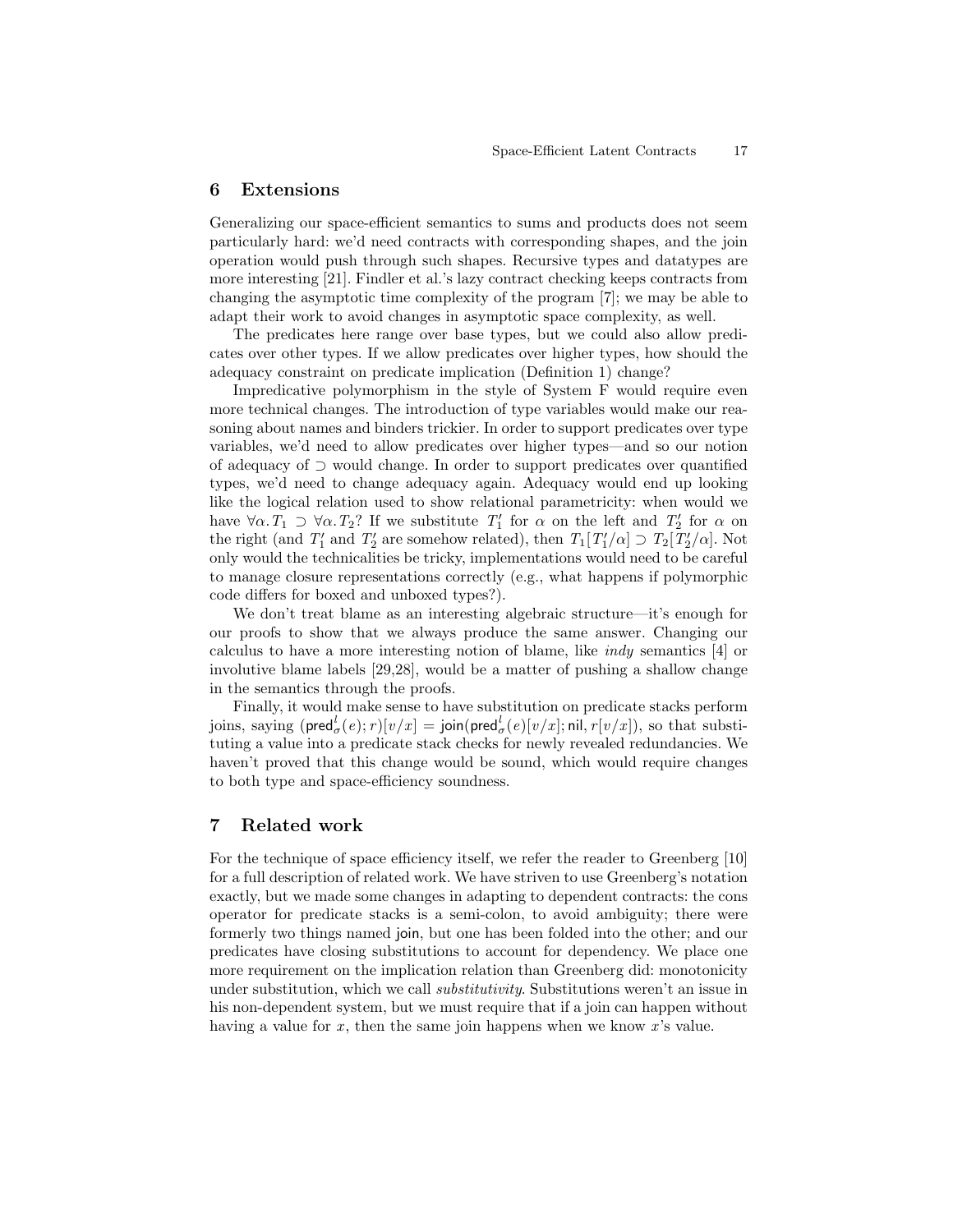## 6 Extensions

Generalizing our space-efficient semantics to sums and products does not seem particularly hard: we'd need contracts with corresponding shapes, and the join operation would push through such shapes. Recursive types and datatypes are more interesting [21]. Findler et al.'s lazy contract checking keeps contracts from changing the asymptotic time complexity of the program [7]; we may be able to adapt their work to avoid changes in asymptotic space complexity, as well.

The predicates here range over base types, but we could also allow predicates over other types. If we allow predicates over higher types, how should the adequacy constraint on predicate implication (Definition 1) change?

Impredicative polymorphism in the style of System F would require even more technical changes. The introduction of type variables would make our reasoning about names and binders trickier. In order to support predicates over type variables, we'd need to allow predicates over higher types—and so our notion of adequacy of $\supset$ would change. In order to support predicates over quantified types, we'd need to change adequacy again. Adequacy would end up looking like the logical relation used to show relational parametricity: when would we have $\forall \alpha. T_1 \supset \forall \alpha. T_2$? If we substitute $T_1'$ for $\alpha$ on the left and $T_2'$ for $\alpha$ on the right (and $T_1'$ and $T_2'$ are somehow related), then $T_1[T_1'/\alpha] \supset T_2[T_2'/\alpha]$. Not only would the technicalities be tricky, implementations would need to be careful to manage closure representations correctly (e.g., what happens if polymorphic code differs for boxed and unboxed types?).

We don't treat blame as an interesting algebraic structure—it's enough for our proofs to show that we always produce the same answer. Changing our calculus to have a more interesting notion of blame, like *indy* semantics [4] or involutive blame labels [29,28], would be a matter of pushing a shallow change in the semantics through the proofs.

Finally, it would make sense to have substitution on predicate stacks perform joins, saying $(\mathsf{pred}^l_\sigma(e); r)[v/x] = \mathsf{join}(\mathsf{pred}^l_\sigma(e)[v/x]; \mathsf{nil}, r[v/x])$, so that substituting a value into a predicate stack checks for newly revealed redundancies. We haven't proved that this change would be sound, which would require changes to both type and space-efficiency soundness.

## 7 Related work

For the technique of space efficiency itself, we refer the reader to Greenberg [10] for a full description of related work. We have striven to use Greenberg's notation exactly, but we made some changes in adapting to dependent contracts: the cons operator for predicate stacks is a semi-colon, to avoid ambiguity; there were formerly two things named join, but one has been folded into the other; and our predicates have closing substitutions to account for dependency. We place one more requirement on the implication relation than Greenberg did: monotonicity under substitution, which we call *substitutivity*. Substitutions weren't an issue in his non-dependent system, but we must require that if a join can happen without having a value for $x$, then the same join happens when we know $x$'s value.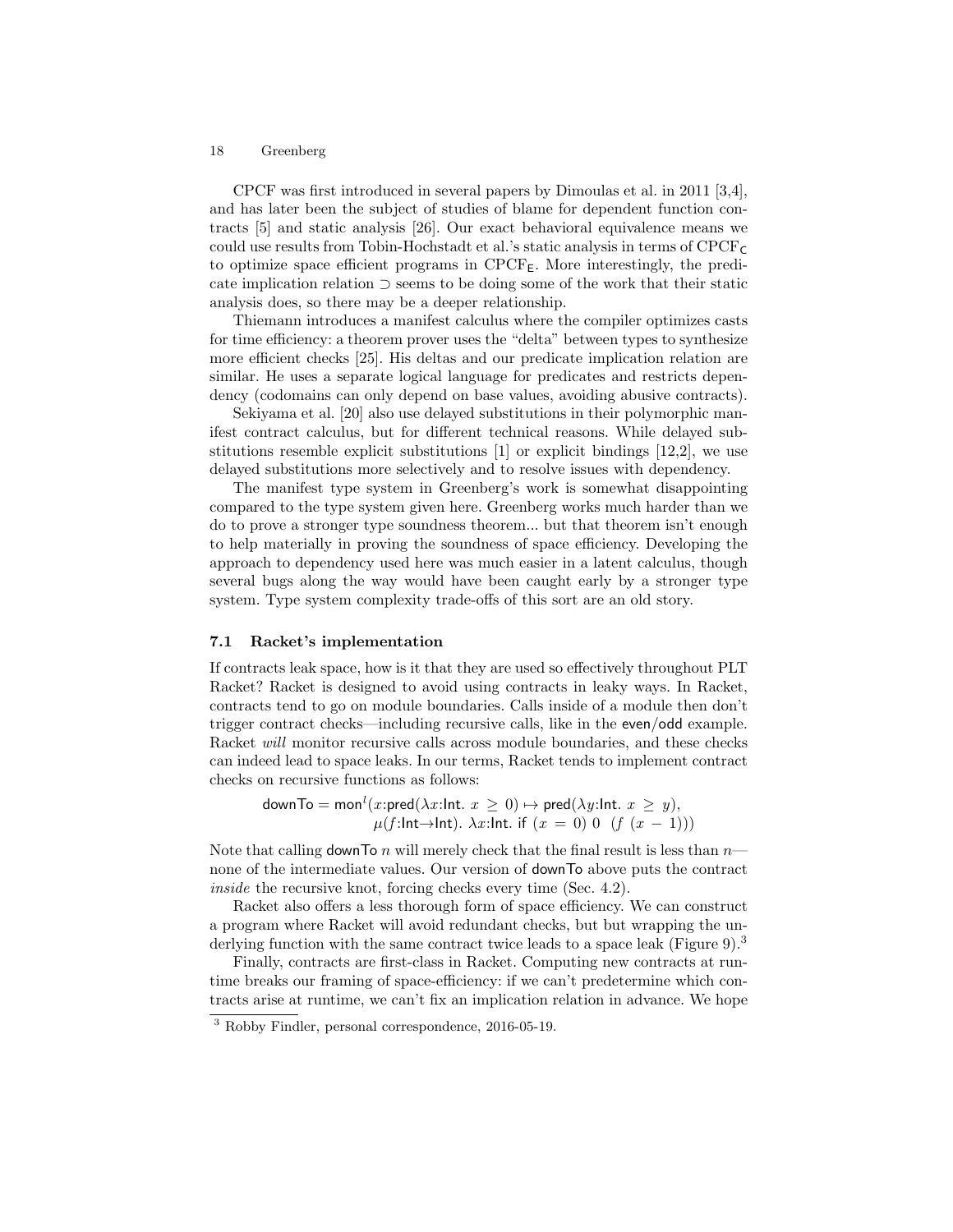CPCF was first introduced in several papers by Dimoulas et al. in 2011 [3,4], and has later been the subject of studies of blame for dependent function contracts [5] and static analysis [26]. Our exact behavioral equivalence means we could use results from Tobin-Hochstadt et al.'s static analysis in terms of $\text{CPCF}_\mathsf{C}$ to optimize space efficient programs in $\text{CPCF}_\mathsf{E}$. More interestingly, the predicate implication relation $\supset$ seems to be doing some of the work that their static analysis does, so there may be a deeper relationship.

Thiemann introduces a manifest calculus where the compiler optimizes casts for time efficiency: a theorem prover uses the "delta" between types to synthesize more efficient checks [25]. His deltas and our predicate implication relation are similar. He uses a separate logical language for predicates and restricts dependency (codomains can only depend on base values, avoiding abusive contracts).

Sekiyama et al. [20] also use delayed substitutions in their polymorphic manifest contract calculus, but for different technical reasons. While delayed substitutions resemble explicit substitutions [1] or explicit bindings [12,2], we use delayed substitutions more selectively and to resolve issues with dependency.

The manifest type system in Greenberg's work is somewhat disappointing compared to the type system given here. Greenberg works much harder than we do to prove a stronger type soundness theorem... but that theorem isn't enough to help materially in proving the soundness of space efficiency. Developing the approach to dependency used here was much easier in a latent calculus, though several bugs along the way would have been caught early by a stronger type system. Type system complexity trade-offs of this sort are an old story.

### 7.1 Racket's implementation

If contracts leak space, how is it that they are used so effectively throughout PLT Racket? Racket is designed to avoid using contracts in leaky ways. In Racket, contracts tend to go on module boundaries. Calls inside of a module then don't trigger contract checks—including recursive calls, like in the even/odd example. Racket *will* monitor recursive calls across module boundaries, and these checks can indeed lead to space leaks. In our terms, Racket tends to implement contract checks on recursive functions as follows:

$$\begin{aligned}\mathsf{downTo} = \mathsf{mon}^l(&x{:}\mathsf{pred}(\lambda x{:}\mathsf{Int}.\ x \ge 0) \mapsto \mathsf{pred}(\lambda y{:}\mathsf{Int}.\ x \ge y),\\ &\mu(f{:}\mathsf{Int}{\to}\mathsf{Int}).\ \lambda x{:}\mathsf{Int}.\ \mathsf{if}\ (x = 0)\ 0\ \ (f\ (x - 1)))\end{aligned}$$

Note that calling downTo $n$ will merely check that the final result is less than $n$—none of the intermediate values. Our version of downTo above puts the contract *inside* the recursive knot, forcing checks every time (Sec. 4.2).

Racket also offers a less thorough form of space efficiency. We can construct a program where Racket will avoid redundant checks, but but wrapping the underlying function with the same contract twice leads to a space leak (Figure 9).[3]

Finally, contracts are first-class in Racket. Computing new contracts at runtime breaks our framing of space-efficiency: if we can't predetermine which contracts arise at runtime, we can't fix an implication relation in advance. We hope

[3] Robby Findler, personal correspondence, 2016-05-19.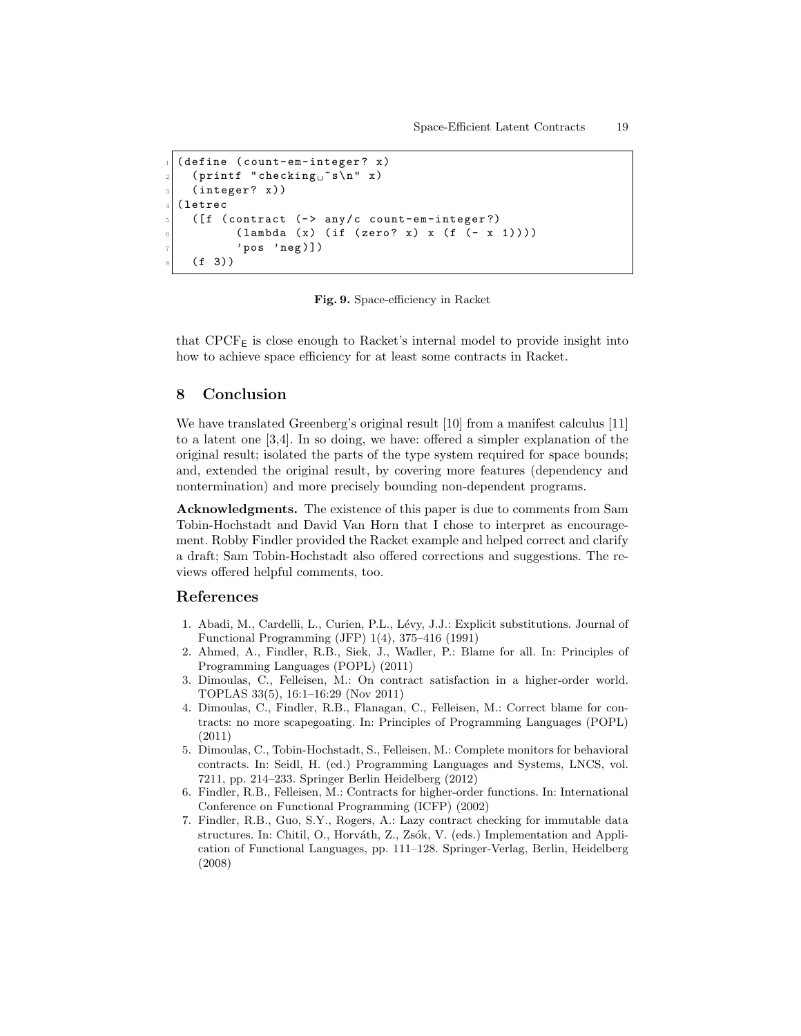```
(define (count-em-integer? x)
  (printf "checking ~s\n" x)
  (integer? x))
(letrec
  ([f (contract (-> any/c count-em-integer?)
        (lambda (x) (if (zero? x) x (f (- x 1))))
        'pos 'neg)])
  (f 3))
```

**Fig. 9.** Space-efficiency in Racket

that $\mathrm{CPCF}_{\mathsf{E}}$ is close enough to Racket's internal model to provide insight into how to achieve space efficiency for at least some contracts in Racket.

## 8 Conclusion

We have translated Greenberg's original result [10] from a manifest calculus [11] to a latent one [3,4]. In so doing, we have: offered a simpler explanation of the original result; isolated the parts of the type system required for space bounds; and, extended the original result, by covering more features (dependency and nontermination) and more precisely bounding non-dependent programs.

**Acknowledgments.** The existence of this paper is due to comments from Sam Tobin-Hochstadt and David Van Horn that I chose to interpret as encouragement. Robby Findler provided the Racket example and helped correct and clarify a draft; Sam Tobin-Hochstadt also offered corrections and suggestions. The reviews offered helpful comments, too.

## References

1. Abadi, M., Cardelli, L., Curien, P.L., Lévy, J.J.: Explicit substitutions. Journal of Functional Programming (JFP) 1(4), 375–416 (1991)
2. Ahmed, A., Findler, R.B., Siek, J., Wadler, P.: Blame for all. In: Principles of Programming Languages (POPL) (2011)
3. Dimoulas, C., Felleisen, M.: On contract satisfaction in a higher-order world. TOPLAS 33(5), 16:1–16:29 (Nov 2011)
4. Dimoulas, C., Findler, R.B., Flanagan, C., Felleisen, M.: Correct blame for contracts: no more scapegoating. In: Principles of Programming Languages (POPL) (2011)
5. Dimoulas, C., Tobin-Hochstadt, S., Felleisen, M.: Complete monitors for behavioral contracts. In: Seidl, H. (ed.) Programming Languages and Systems, LNCS, vol. 7211, pp. 214–233. Springer Berlin Heidelberg (2012)
6. Findler, R.B., Felleisen, M.: Contracts for higher-order functions. In: International Conference on Functional Programming (ICFP) (2002)
7. Findler, R.B., Guo, S.Y., Rogers, A.: Lazy contract checking for immutable data structures. In: Chitil, O., Horváth, Z., Zsók, V. (eds.) Implementation and Application of Functional Languages, pp. 111–128. Springer-Verlag, Berlin, Heidelberg (2008)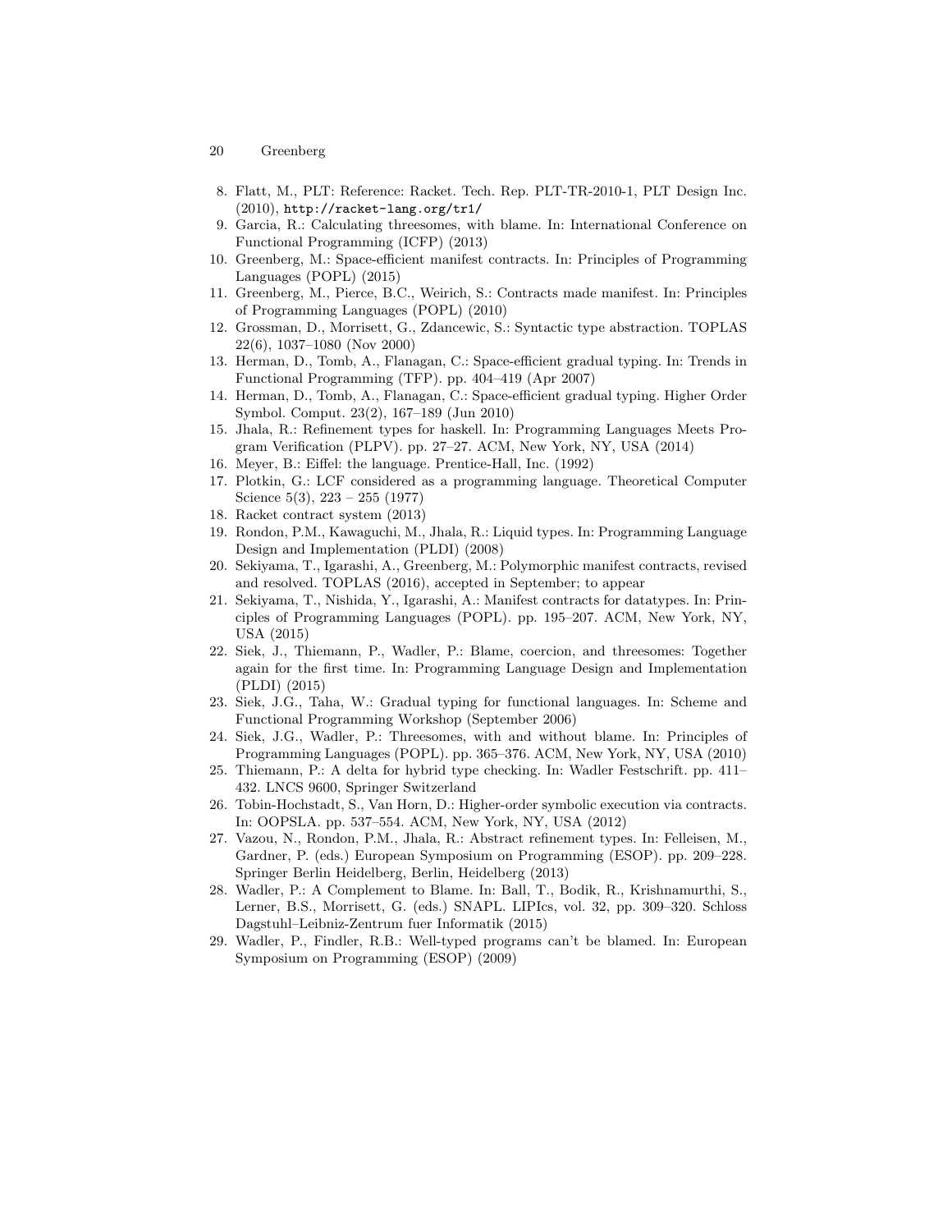8. Flatt, M., PLT: Reference: Racket. Tech. Rep. PLT-TR-2010-1, PLT Design Inc. (2010), `http://racket-lang.org/tr1/`
9. Garcia, R.: Calculating threesomes, with blame. In: International Conference on Functional Programming (ICFP) (2013)
10. Greenberg, M.: Space-efficient manifest contracts. In: Principles of Programming Languages (POPL) (2015)
11. Greenberg, M., Pierce, B.C., Weirich, S.: Contracts made manifest. In: Principles of Programming Languages (POPL) (2010)
12. Grossman, D., Morrisett, G., Zdancewic, S.: Syntactic type abstraction. TOPLAS 22(6), 1037–1080 (Nov 2000)
13. Herman, D., Tomb, A., Flanagan, C.: Space-efficient gradual typing. In: Trends in Functional Programming (TFP). pp. 404–419 (Apr 2007)
14. Herman, D., Tomb, A., Flanagan, C.: Space-efficient gradual typing. Higher Order Symbol. Comput. 23(2), 167–189 (Jun 2010)
15. Jhala, R.: Refinement types for haskell. In: Programming Languages Meets Program Verification (PLPV). pp. 27–27. ACM, New York, NY, USA (2014)
16. Meyer, B.: Eiffel: the language. Prentice-Hall, Inc. (1992)
17. Plotkin, G.: LCF considered as a programming language. Theoretical Computer Science 5(3), 223 – 255 (1977)
18. Racket contract system (2013)
19. Rondon, P.M., Kawaguchi, M., Jhala, R.: Liquid types. In: Programming Language Design and Implementation (PLDI) (2008)
20. Sekiyama, T., Igarashi, A., Greenberg, M.: Polymorphic manifest contracts, revised and resolved. TOPLAS (2016), accepted in September; to appear
21. Sekiyama, T., Nishida, Y., Igarashi, A.: Manifest contracts for datatypes. In: Principles of Programming Languages (POPL). pp. 195–207. ACM, New York, NY, USA (2015)
22. Siek, J., Thiemann, P., Wadler, P.: Blame, coercion, and threesomes: Together again for the first time. In: Programming Language Design and Implementation (PLDI) (2015)
23. Siek, J.G., Taha, W.: Gradual typing for functional languages. In: Scheme and Functional Programming Workshop (September 2006)
24. Siek, J.G., Wadler, P.: Threesomes, with and without blame. In: Principles of Programming Languages (POPL). pp. 365–376. ACM, New York, NY, USA (2010)
25. Thiemann, P.: A delta for hybrid type checking. In: Wadler Festschrift. pp. 411–432. LNCS 9600, Springer Switzerland
26. Tobin-Hochstadt, S., Van Horn, D.: Higher-order symbolic execution via contracts. In: OOPSLA. pp. 537–554. ACM, New York, NY, USA (2012)
27. Vazou, N., Rondon, P.M., Jhala, R.: Abstract refinement types. In: Felleisen, M., Gardner, P. (eds.) European Symposium on Programming (ESOP). pp. 209–228. Springer Berlin Heidelberg, Berlin, Heidelberg (2013)
28. Wadler, P.: A Complement to Blame. In: Ball, T., Bodik, R., Krishnamurthi, S., Lerner, B.S., Morrisett, G. (eds.) SNAPL. LIPIcs, vol. 32, pp. 309–320. Schloss Dagstuhl–Leibniz-Zentrum fuer Informatik (2015)
29. Wadler, P., Findler, R.B.: Well-typed programs can't be blamed. In: European Symposium on Programming (ESOP) (2009)